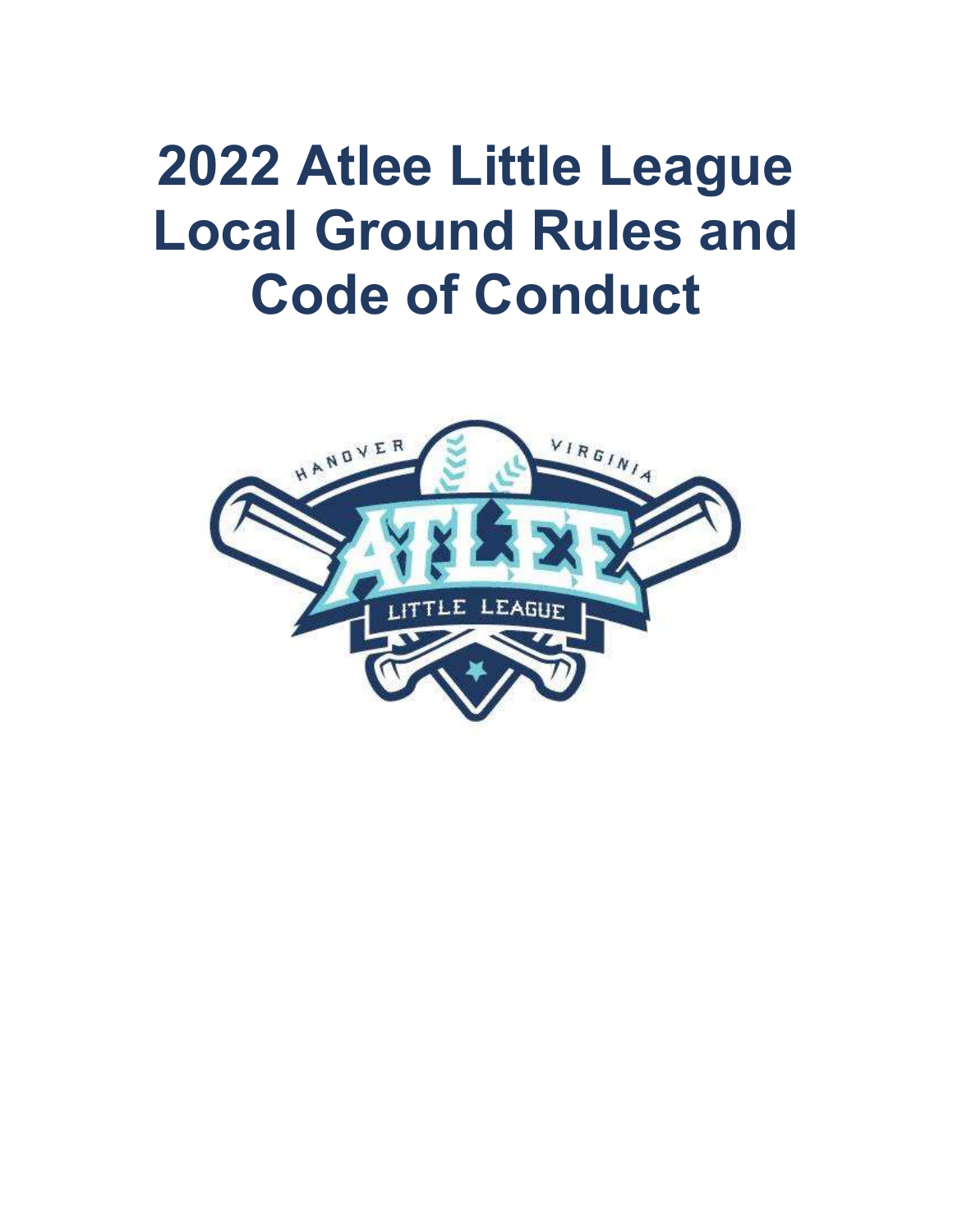# 2022 Atlee Little League Local Ground Rules and Code of Conduct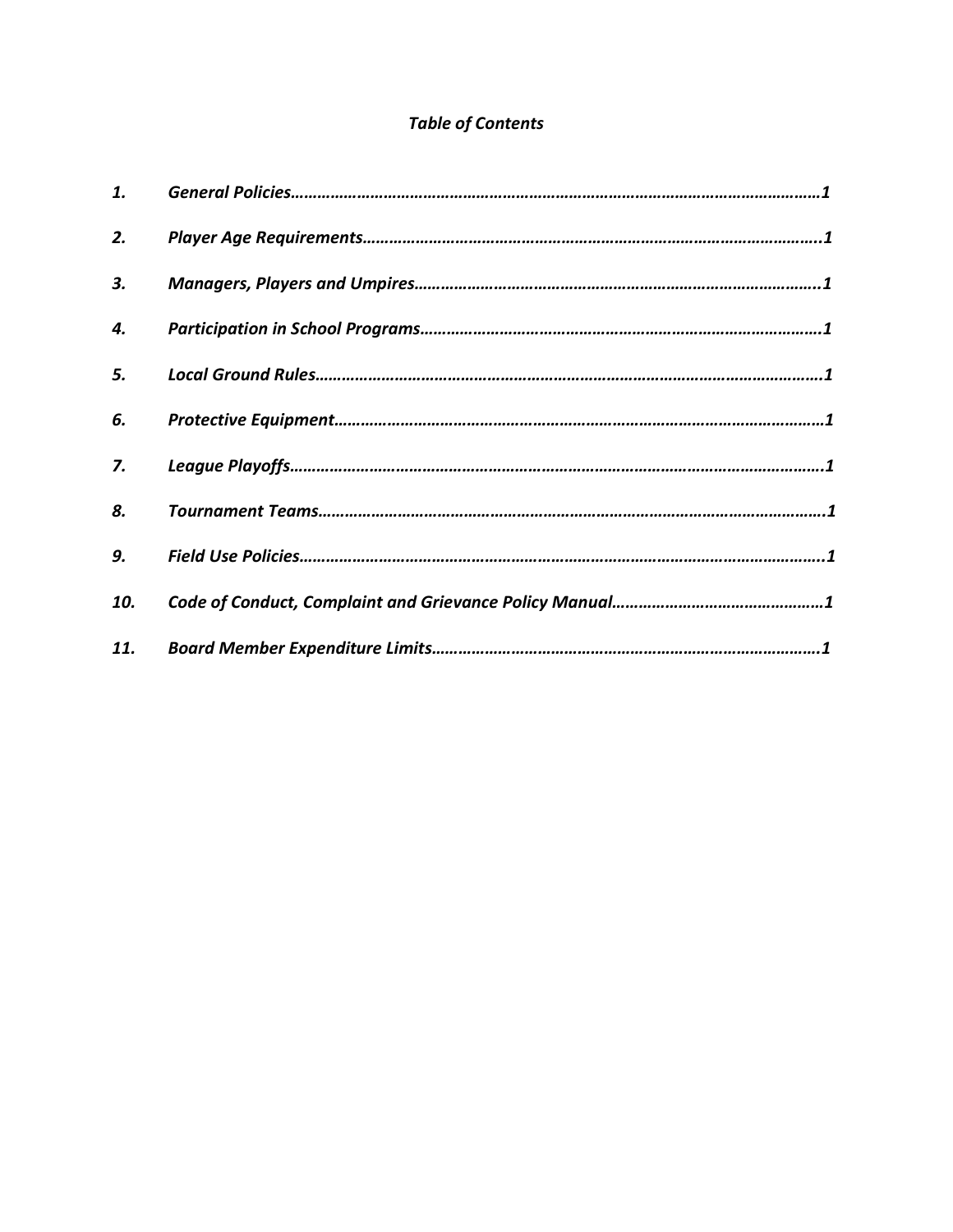*Table of Contents*

| | | |
|---|---|---|
| ***1.*** | ***General Policies*** | ***1*** |
| ***2.*** | ***Player Age Requirements*** | ***1*** |
| ***3.*** | ***Managers, Players and Umpires*** | ***1*** |
| ***4.*** | ***Participation in School Programs*** | ***1*** |
| ***5.*** | ***Local Ground Rules*** | ***1*** |
| ***6.*** | ***Protective Equipment*** | ***1*** |
| ***7.*** | ***League Playoffs*** | ***1*** |
| ***8.*** | ***Tournament Teams*** | ***1*** |
| ***9.*** | ***Field Use Policies*** | ***1*** |
| ***10.*** | ***Code of Conduct, Complaint and Grievance Policy Manual*** | ***1*** |
| ***11.*** | ***Board Member Expenditure Limits*** | ***1*** |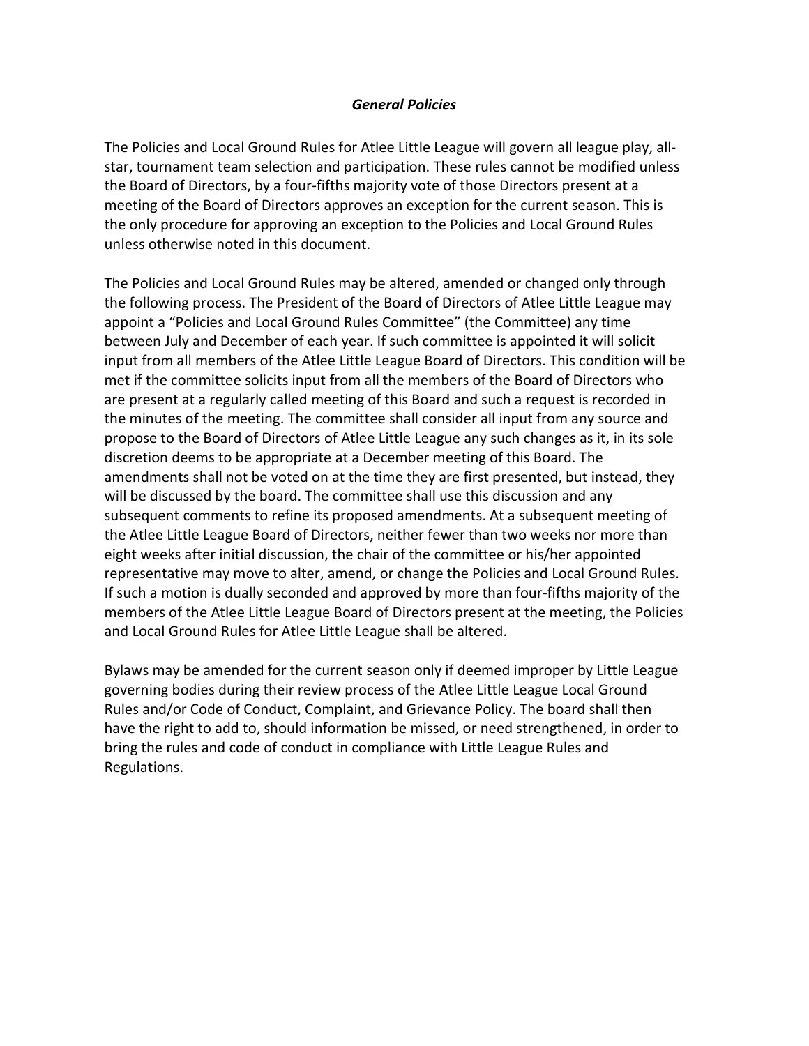## ***General Policies***

The Policies and Local Ground Rules for Atlee Little League will govern all league play, all-star, tournament team selection and participation. These rules cannot be modified unless the Board of Directors, by a four-fifths majority vote of those Directors present at a meeting of the Board of Directors approves an exception for the current season. This is the only procedure for approving an exception to the Policies and Local Ground Rules unless otherwise noted in this document.

The Policies and Local Ground Rules may be altered, amended or changed only through the following process. The President of the Board of Directors of Atlee Little League may appoint a "Policies and Local Ground Rules Committee" (the Committee) any time between July and December of each year. If such committee is appointed it will solicit input from all members of the Atlee Little League Board of Directors. This condition will be met if the committee solicits input from all the members of the Board of Directors who are present at a regularly called meeting of this Board and such a request is recorded in the minutes of the meeting. The committee shall consider all input from any source and propose to the Board of Directors of Atlee Little League any such changes as it, in its sole discretion deems to be appropriate at a December meeting of this Board. The amendments shall not be voted on at the time they are first presented, but instead, they will be discussed by the board. The committee shall use this discussion and any subsequent comments to refine its proposed amendments. At a subsequent meeting of the Atlee Little League Board of Directors, neither fewer than two weeks nor more than eight weeks after initial discussion, the chair of the committee or his/her appointed representative may move to alter, amend, or change the Policies and Local Ground Rules. If such a motion is dually seconded and approved by more than four-fifths majority of the members of the Atlee Little League Board of Directors present at the meeting, the Policies and Local Ground Rules for Atlee Little League shall be altered.

Bylaws may be amended for the current season only if deemed improper by Little League governing bodies during their review process of the Atlee Little League Local Ground Rules and/or Code of Conduct, Complaint, and Grievance Policy. The board shall then have the right to add to, should information be missed, or need strengthened, in order to bring the rules and code of conduct in compliance with Little League Rules and Regulations.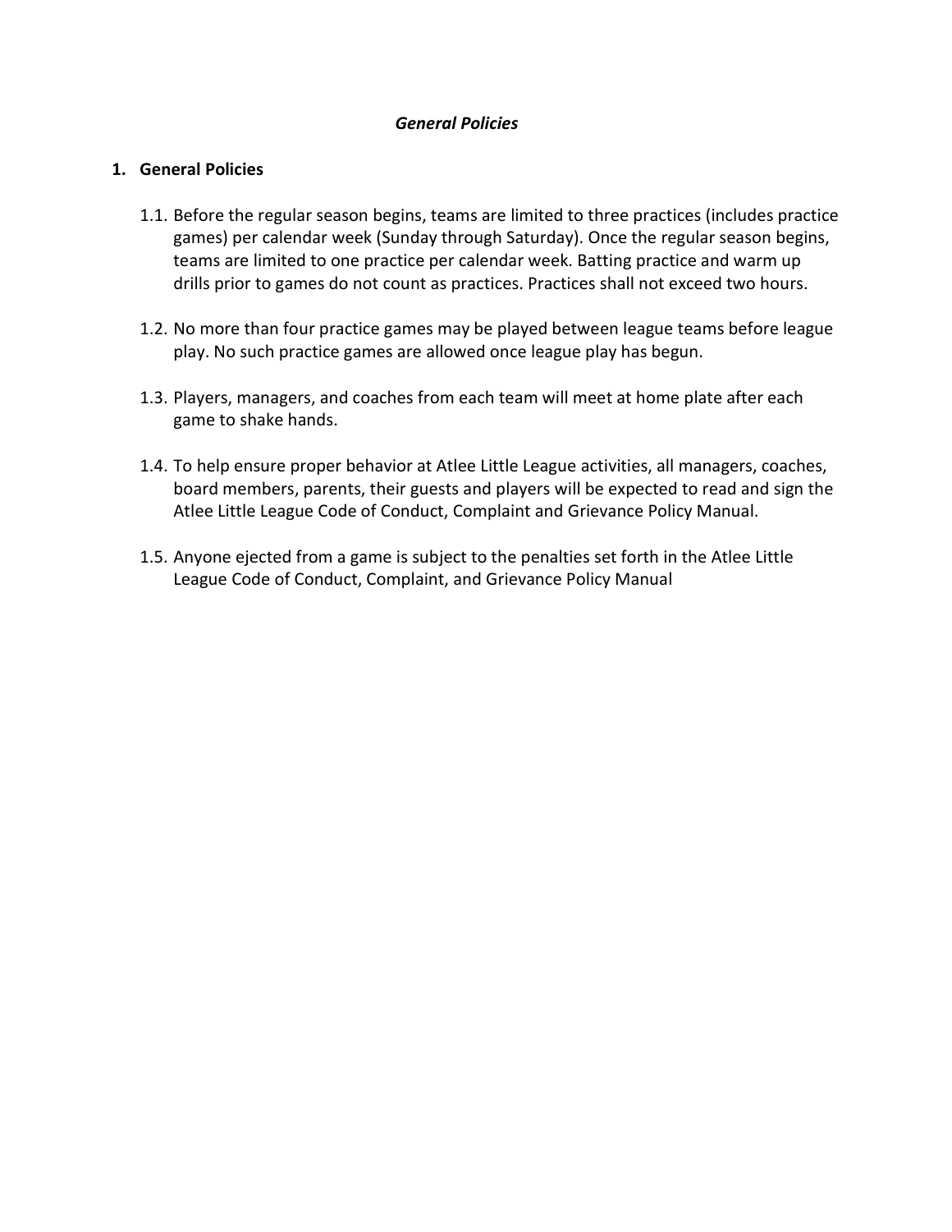*General Policies*

## 1. General Policies

1.1. Before the regular season begins, teams are limited to three practices (includes practice games) per calendar week (Sunday through Saturday). Once the regular season begins, teams are limited to one practice per calendar week. Batting practice and warm up drills prior to games do not count as practices. Practices shall not exceed two hours.

1.2. No more than four practice games may be played between league teams before league play. No such practice games are allowed once league play has begun.

1.3. Players, managers, and coaches from each team will meet at home plate after each game to shake hands.

1.4. To help ensure proper behavior at Atlee Little League activities, all managers, coaches, board members, parents, their guests and players will be expected to read and sign the Atlee Little League Code of Conduct, Complaint and Grievance Policy Manual.

1.5. Anyone ejected from a game is subject to the penalties set forth in the Atlee Little League Code of Conduct, Complaint, and Grievance Policy Manual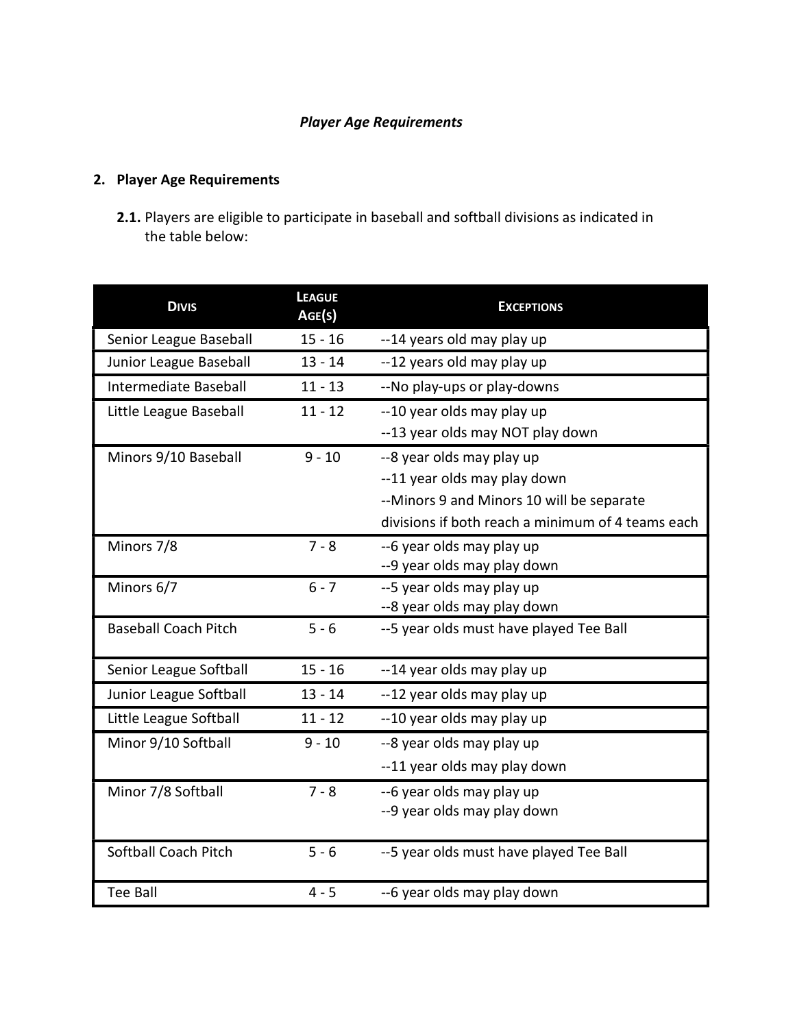*Player Age Requirements*

## 2. Player Age Requirements

**2.1.** Players are eligible to participate in baseball and softball divisions as indicated in the table below:

| Divis | League Age(s) | Exceptions |
|---|---|---|
| Senior League Baseball | 15 - 16 | --14 years old may play up |
| Junior League Baseball | 13 - 14 | --12 years old may play up |
| Intermediate Baseball | 11 - 13 | --No play-ups or play-downs |
| Little League Baseball | 11 - 12 | --10 year olds may play up<br>--13 year olds may NOT play down |
| Minors 9/10 Baseball | 9 - 10 | --8 year olds may play up<br>--11 year olds may play down<br>--Minors 9 and Minors 10 will be separate divisions if both reach a minimum of 4 teams each |
| Minors 7/8 | 7 - 8 | --6 year olds may play up<br>--9 year olds may play down |
| Minors 6/7 | 6 - 7 | --5 year olds may play up<br>--8 year olds may play down |
| Baseball Coach Pitch | 5 - 6 | --5 year olds must have played Tee Ball |
| Senior League Softball | 15 - 16 | --14 year olds may play up |
| Junior League Softball | 13 - 14 | --12 year olds may play up |
| Little League Softball | 11 - 12 | --10 year olds may play up |
| Minor 9/10 Softball | 9 - 10 | --8 year olds may play up<br>--11 year olds may play down |
| Minor 7/8 Softball | 7 - 8 | --6 year olds may play up<br>--9 year olds may play down |
| Softball Coach Pitch | 5 - 6 | --5 year olds must have played Tee Ball |
| Tee Ball | 4 - 5 | --6 year olds may play down |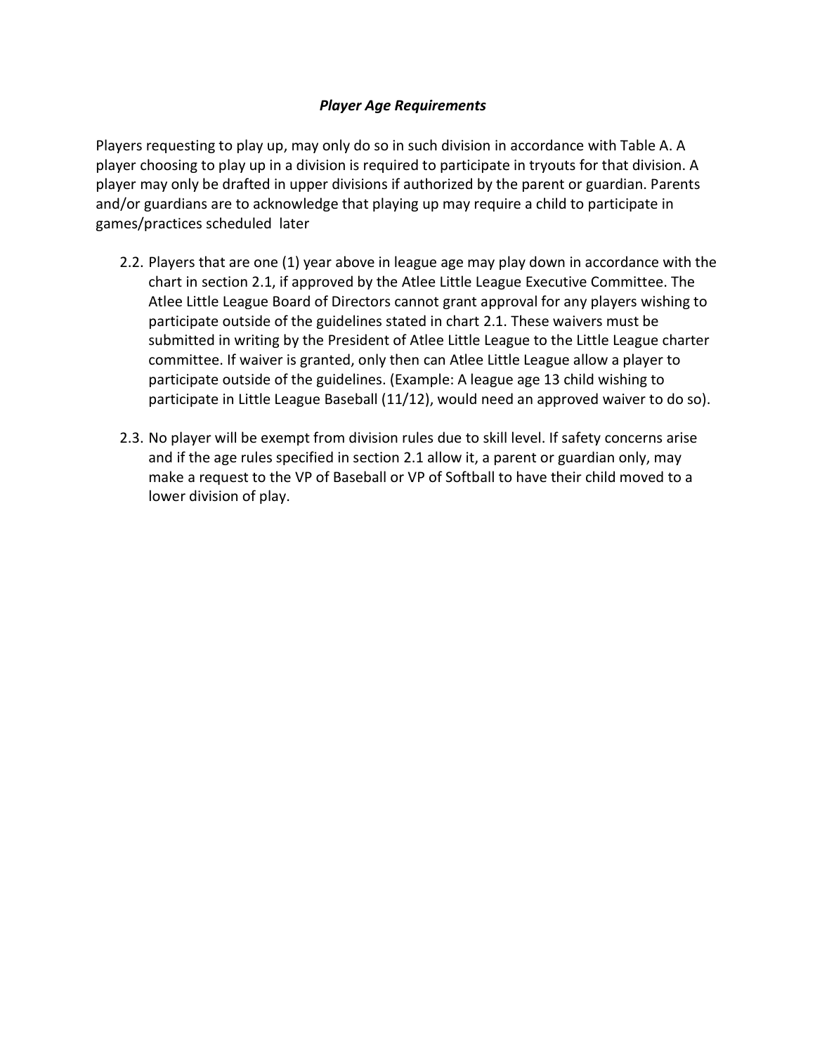***Player Age Requirements***

Players requesting to play up, may only do so in such division in accordance with Table A. A player choosing to play up in a division is required to participate in tryouts for that division. A player may only be drafted in upper divisions if authorized by the parent or guardian. Parents and/or guardians are to acknowledge that playing up may require a child to participate in games/practices scheduled later

2.2. Players that are one (1) year above in league age may play down in accordance with the chart in section 2.1, if approved by the Atlee Little League Executive Committee. The Atlee Little League Board of Directors cannot grant approval for any players wishing to participate outside of the guidelines stated in chart 2.1. These waivers must be submitted in writing by the President of Atlee Little League to the Little League charter committee. If waiver is granted, only then can Atlee Little League allow a player to participate outside of the guidelines. (Example: A league age 13 child wishing to participate in Little League Baseball (11/12), would need an approved waiver to do so).

2.3. No player will be exempt from division rules due to skill level. If safety concerns arise and if the age rules specified in section 2.1 allow it, a parent or guardian only, may make a request to the VP of Baseball or VP of Softball to have their child moved to a lower division of play.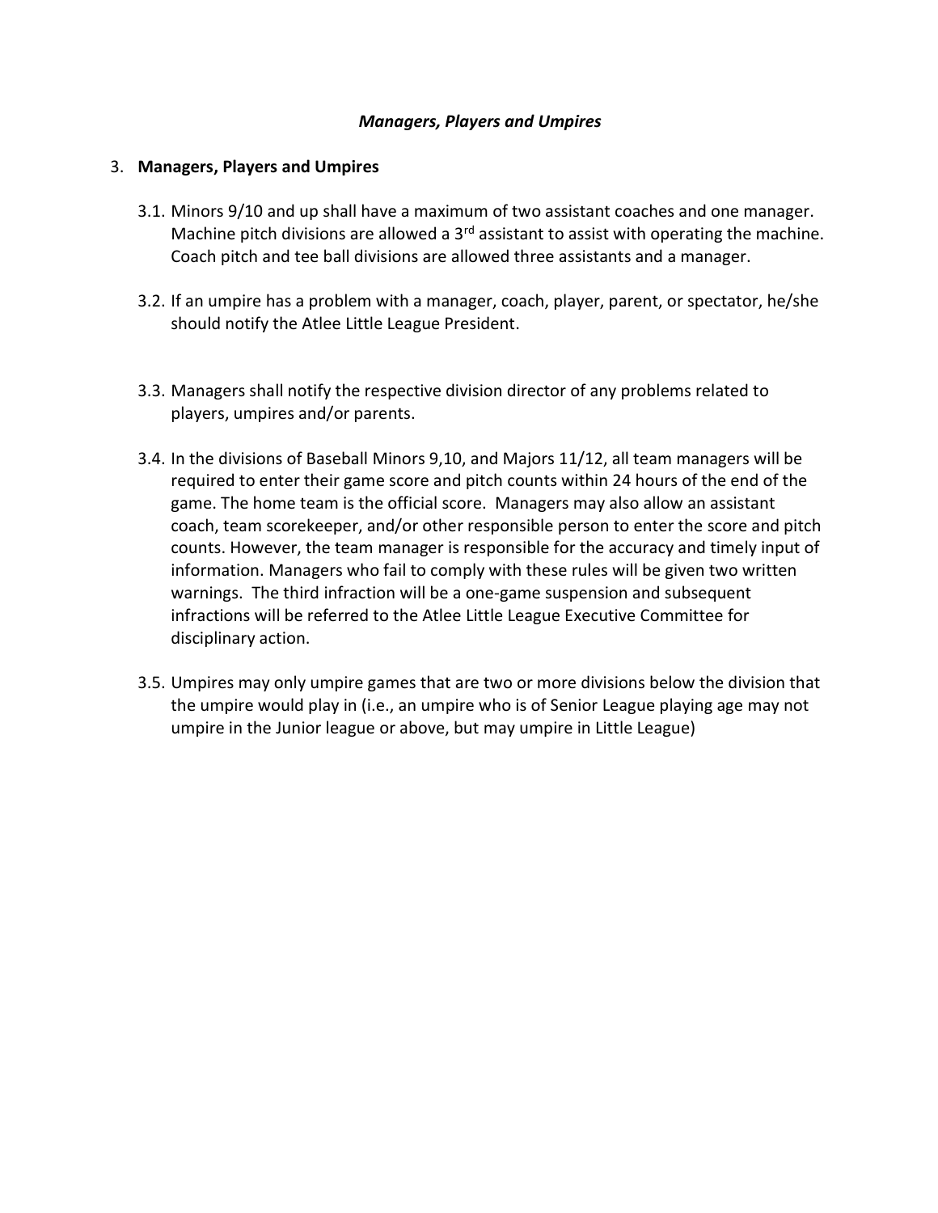*__Managers, Players and Umpires__*

3. **Managers, Players and Umpires**

   3.1. Minors 9/10 and up shall have a maximum of two assistant coaches and one manager. Machine pitch divisions are allowed a 3rd assistant to assist with operating the machine. Coach pitch and tee ball divisions are allowed three assistants and a manager.

   3.2. If an umpire has a problem with a manager, coach, player, parent, or spectator, he/she should notify the Atlee Little League President.

   3.3. Managers shall notify the respective division director of any problems related to players, umpires and/or parents.

   3.4. In the divisions of Baseball Minors 9,10, and Majors 11/12, all team managers will be required to enter their game score and pitch counts within 24 hours of the end of the game. The home team is the official score. Managers may also allow an assistant coach, team scorekeeper, and/or other responsible person to enter the score and pitch counts. However, the team manager is responsible for the accuracy and timely input of information. Managers who fail to comply with these rules will be given two written warnings. The third infraction will be a one-game suspension and subsequent infractions will be referred to the Atlee Little League Executive Committee for disciplinary action.

   3.5. Umpires may only umpire games that are two or more divisions below the division that the umpire would play in (i.e., an umpire who is of Senior League playing age may not umpire in the Junior league or above, but may umpire in Little League)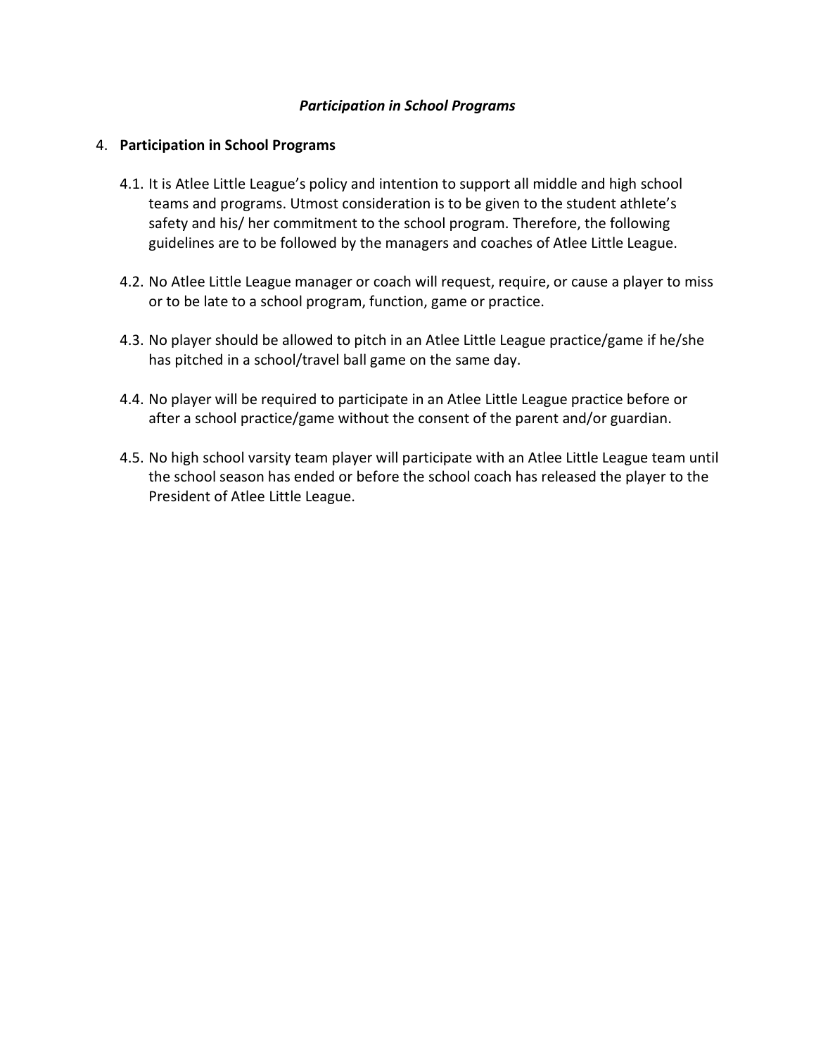***Participation in School Programs***

4. **Participation in School Programs**

   4.1. It is Atlee Little League's policy and intention to support all middle and high school teams and programs. Utmost consideration is to be given to the student athlete's safety and his/ her commitment to the school program. Therefore, the following guidelines are to be followed by the managers and coaches of Atlee Little League.

   4.2. No Atlee Little League manager or coach will request, require, or cause a player to miss or to be late to a school program, function, game or practice.

   4.3. No player should be allowed to pitch in an Atlee Little League practice/game if he/she has pitched in a school/travel ball game on the same day.

   4.4. No player will be required to participate in an Atlee Little League practice before or after a school practice/game without the consent of the parent and/or guardian.

   4.5. No high school varsity team player will participate with an Atlee Little League team until the school season has ended or before the school coach has released the player to the President of Atlee Little League.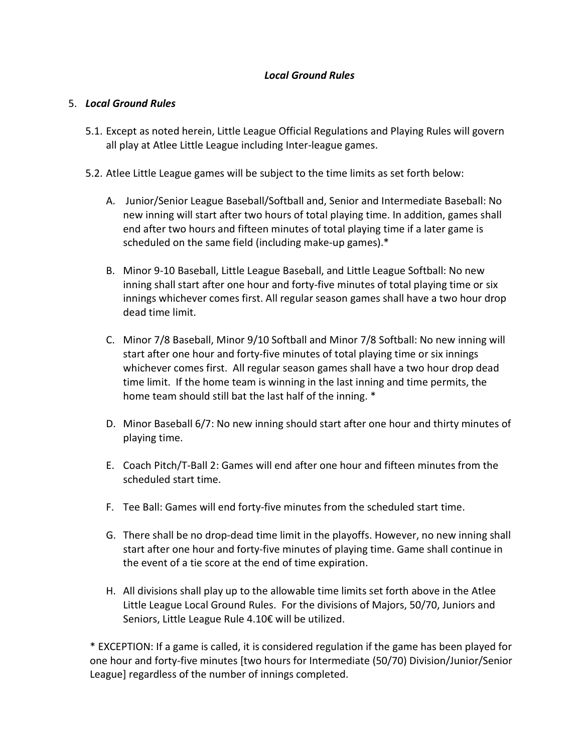*Local Ground Rules*

5. ***Local Ground Rules***

   5.1. Except as noted herein, Little League Official Regulations and Playing Rules will govern all play at Atlee Little League including Inter-league games.

   5.2. Atlee Little League games will be subject to the time limits as set forth below:

   A. Junior/Senior League Baseball/Softball and, Senior and Intermediate Baseball: No new inning will start after two hours of total playing time. In addition, games shall end after two hours and fifteen minutes of total playing time if a later game is scheduled on the same field (including make-up games).*

   B. Minor 9-10 Baseball, Little League Baseball, and Little League Softball: No new inning shall start after one hour and forty-five minutes of total playing time or six innings whichever comes first. All regular season games shall have a two hour drop dead time limit.

   C. Minor 7/8 Baseball, Minor 9/10 Softball and Minor 7/8 Softball: No new inning will start after one hour and forty-five minutes of total playing time or six innings whichever comes first. All regular season games shall have a two hour drop dead time limit. If the home team is winning in the last inning and time permits, the home team should still bat the last half of the inning. *

   D. Minor Baseball 6/7: No new inning should start after one hour and thirty minutes of playing time.

   E. Coach Pitch/T-Ball 2: Games will end after one hour and fifteen minutes from the scheduled start time.

   F. Tee Ball: Games will end forty-five minutes from the scheduled start time.

   G. There shall be no drop-dead time limit in the playoffs. However, no new inning shall start after one hour and forty-five minutes of playing time. Game shall continue in the event of a tie score at the end of time expiration.

   H. All divisions shall play up to the allowable time limits set forth above in the Atlee Little League Local Ground Rules. For the divisions of Majors, 50/70, Juniors and Seniors, Little League Rule 4.10€ will be utilized.

* EXCEPTION: If a game is called, it is considered regulation if the game has been played for one hour and forty-five minutes [two hours for Intermediate (50/70) Division/Junior/Senior League] regardless of the number of innings completed.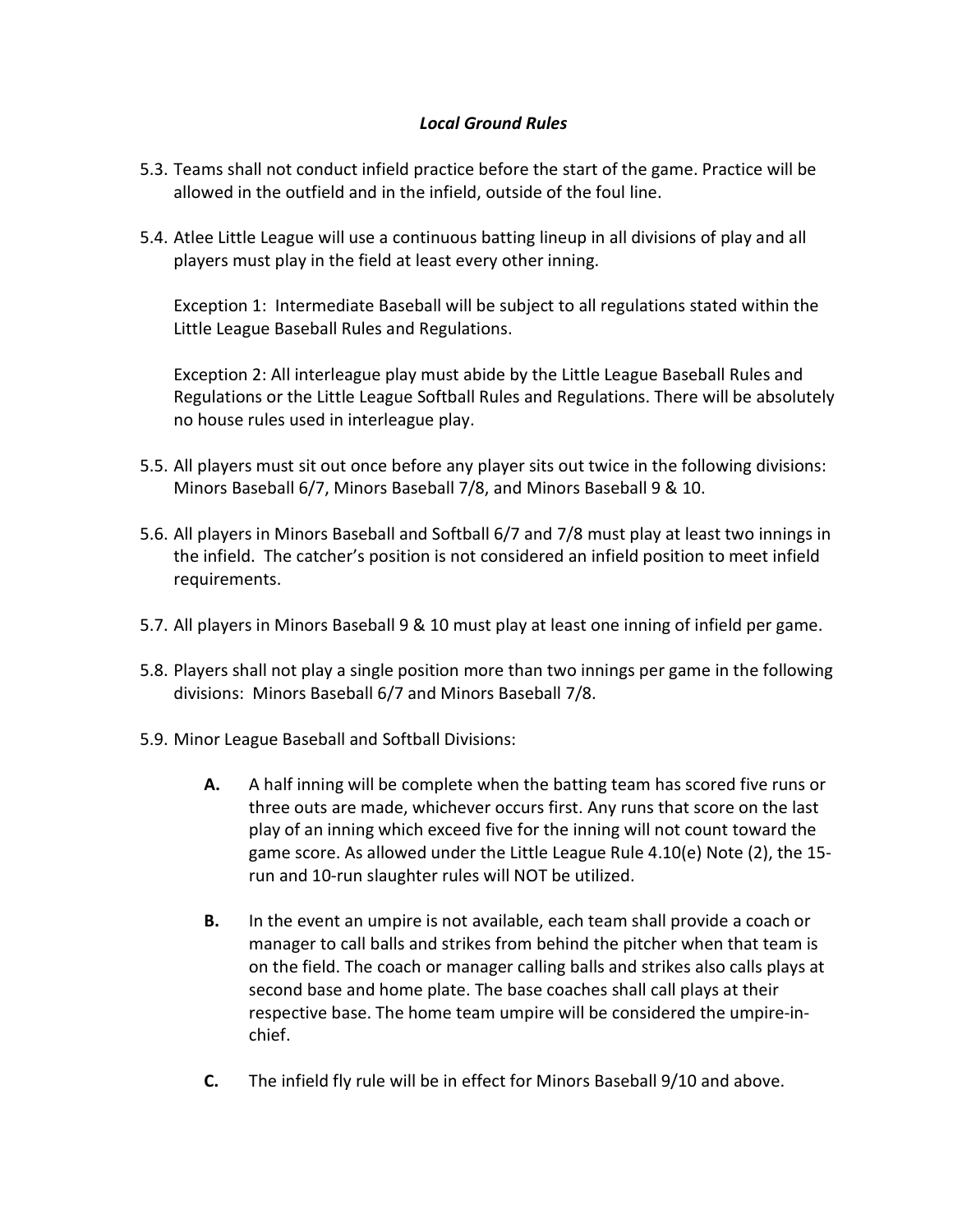## *Local Ground Rules*

5.3. Teams shall not conduct infield practice before the start of the game. Practice will be allowed in the outfield and in the infield, outside of the foul line.

5.4. Atlee Little League will use a continuous batting lineup in all divisions of play and all players must play in the field at least every other inning.

Exception 1: Intermediate Baseball will be subject to all regulations stated within the Little League Baseball Rules and Regulations.

Exception 2: All interleague play must abide by the Little League Baseball Rules and Regulations or the Little League Softball Rules and Regulations. There will be absolutely no house rules used in interleague play.

5.5. All players must sit out once before any player sits out twice in the following divisions: Minors Baseball 6/7, Minors Baseball 7/8, and Minors Baseball 9 & 10.

5.6. All players in Minors Baseball and Softball 6/7 and 7/8 must play at least two innings in the infield. The catcher's position is not considered an infield position to meet infield requirements.

5.7. All players in Minors Baseball 9 & 10 must play at least one inning of infield per game.

5.8. Players shall not play a single position more than two innings per game in the following divisions: Minors Baseball 6/7 and Minors Baseball 7/8.

5.9. Minor League Baseball and Softball Divisions:

- **A.** A half inning will be complete when the batting team has scored five runs or three outs are made, whichever occurs first. Any runs that score on the last play of an inning which exceed five for the inning will not count toward the game score. As allowed under the Little League Rule 4.10(e) Note (2), the 15-run and 10-run slaughter rules will NOT be utilized.

- **B.** In the event an umpire is not available, each team shall provide a coach or manager to call balls and strikes from behind the pitcher when that team is on the field. The coach or manager calling balls and strikes also calls plays at second base and home plate. The base coaches shall call plays at their respective base. The home team umpire will be considered the umpire-in-chief.

- **C.** The infield fly rule will be in effect for Minors Baseball 9/10 and above.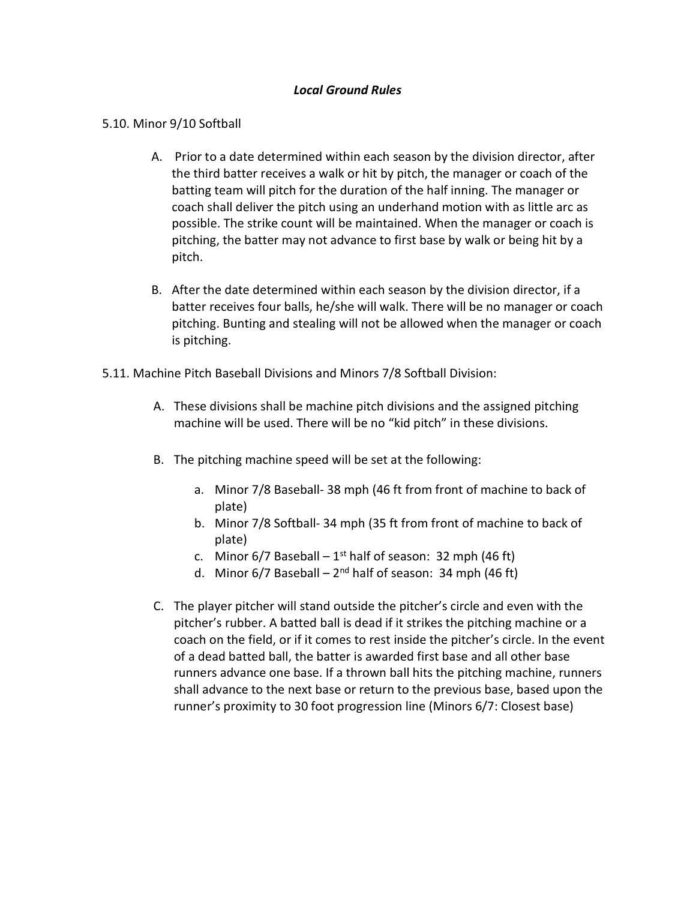## *Local Ground Rules*

5.10. Minor 9/10 Softball

A. Prior to a date determined within each season by the division director, after the third batter receives a walk or hit by pitch, the manager or coach of the batting team will pitch for the duration of the half inning. The manager or coach shall deliver the pitch using an underhand motion with as little arc as possible. The strike count will be maintained. When the manager or coach is pitching, the batter may not advance to first base by walk or being hit by a pitch.

B. After the date determined within each season by the division director, if a batter receives four balls, he/she will walk. There will be no manager or coach pitching. Bunting and stealing will not be allowed when the manager or coach is pitching.

5.11. Machine Pitch Baseball Divisions and Minors 7/8 Softball Division:

A. These divisions shall be machine pitch divisions and the assigned pitching machine will be used. There will be no "kid pitch" in these divisions.

B. The pitching machine speed will be set at the following:

   a. Minor 7/8 Baseball- 38 mph (46 ft from front of machine to back of plate)
   b. Minor 7/8 Softball- 34 mph (35 ft from front of machine to back of plate)
   c. Minor 6/7 Baseball – 1st half of season: 32 mph (46 ft)
   d. Minor 6/7 Baseball – 2nd half of season: 34 mph (46 ft)

C. The player pitcher will stand outside the pitcher's circle and even with the pitcher's rubber. A batted ball is dead if it strikes the pitching machine or a coach on the field, or if it comes to rest inside the pitcher's circle. In the event of a dead batted ball, the batter is awarded first base and all other base runners advance one base. If a thrown ball hits the pitching machine, runners shall advance to the next base or return to the previous base, based upon the runner's proximity to 30 foot progression line (Minors 6/7: Closest base)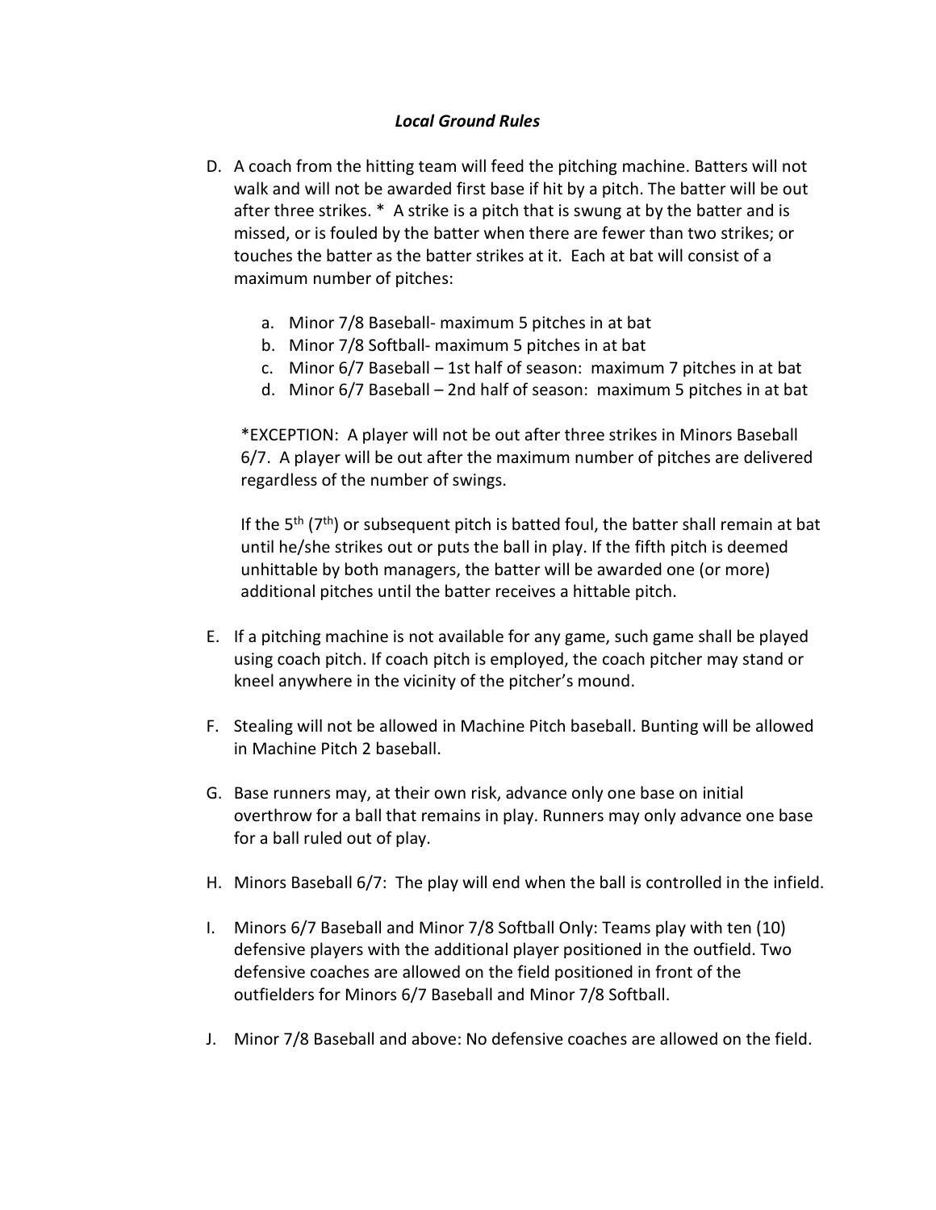### *Local Ground Rules*

D. A coach from the hitting team will feed the pitching machine. Batters will not walk and will not be awarded first base if hit by a pitch. The batter will be out after three strikes. * A strike is a pitch that is swung at by the batter and is missed, or is fouled by the batter when there are fewer than two strikes; or touches the batter as the batter strikes at it. Each at bat will consist of a maximum number of pitches:

   a. Minor 7/8 Baseball- maximum 5 pitches in at bat
   b. Minor 7/8 Softball- maximum 5 pitches in at bat
   c. Minor 6/7 Baseball – 1st half of season: maximum 7 pitches in at bat
   d. Minor 6/7 Baseball – 2nd half of season: maximum 5 pitches in at bat

   *EXCEPTION: A player will not be out after three strikes in Minors Baseball 6/7. A player will be out after the maximum number of pitches are delivered regardless of the number of swings.

   If the 5th (7th) or subsequent pitch is batted foul, the batter shall remain at bat until he/she strikes out or puts the ball in play. If the fifth pitch is deemed unhittable by both managers, the batter will be awarded one (or more) additional pitches until the batter receives a hittable pitch.

E. If a pitching machine is not available for any game, such game shall be played using coach pitch. If coach pitch is employed, the coach pitcher may stand or kneel anywhere in the vicinity of the pitcher's mound.

F. Stealing will not be allowed in Machine Pitch baseball. Bunting will be allowed in Machine Pitch 2 baseball.

G. Base runners may, at their own risk, advance only one base on initial overthrow for a ball that remains in play. Runners may only advance one base for a ball ruled out of play.

H. Minors Baseball 6/7: The play will end when the ball is controlled in the infield.

I. Minors 6/7 Baseball and Minor 7/8 Softball Only: Teams play with ten (10) defensive players with the additional player positioned in the outfield. Two defensive coaches are allowed on the field positioned in front of the outfielders for Minors 6/7 Baseball and Minor 7/8 Softball.

J. Minor 7/8 Baseball and above: No defensive coaches are allowed on the field.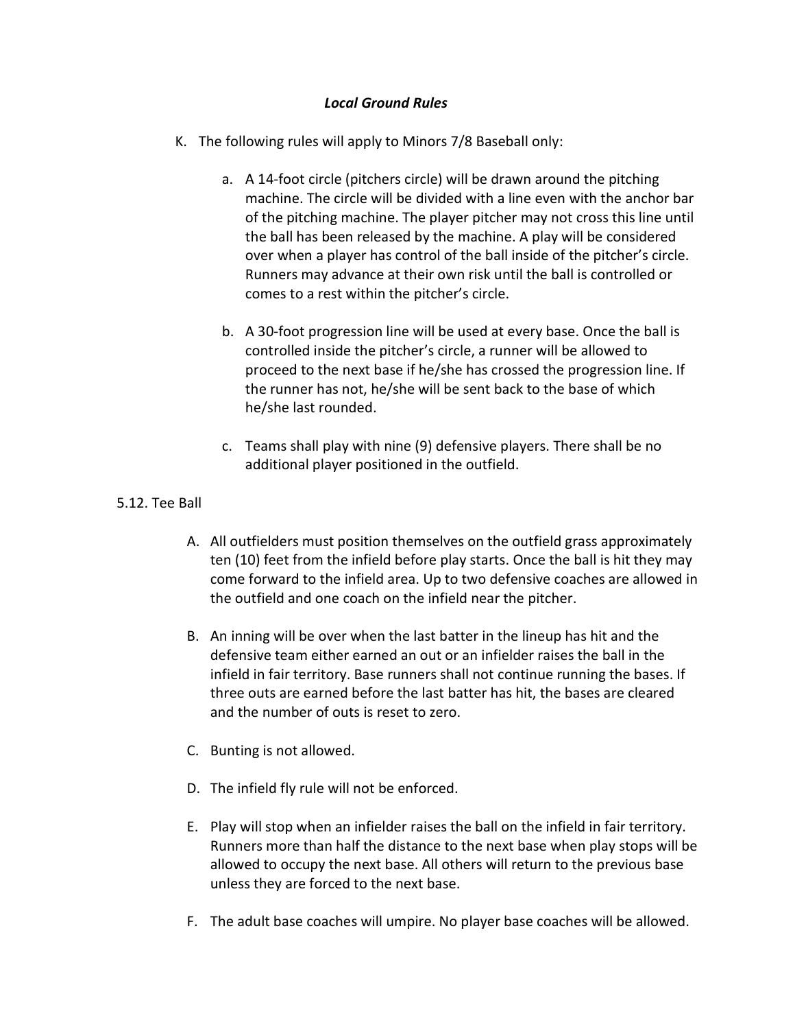***Local Ground Rules***

K. The following rules will apply to Minors 7/8 Baseball only:

  a. A 14-foot circle (pitchers circle) will be drawn around the pitching machine. The circle will be divided with a line even with the anchor bar of the pitching machine. The player pitcher may not cross this line until the ball has been released by the machine. A play will be considered over when a player has control of the ball inside of the pitcher's circle. Runners may advance at their own risk until the ball is controlled or comes to a rest within the pitcher's circle.

  b. A 30-foot progression line will be used at every base. Once the ball is controlled inside the pitcher's circle, a runner will be allowed to proceed to the next base if he/she has crossed the progression line. If the runner has not, he/she will be sent back to the base of which he/she last rounded.

  c. Teams shall play with nine (9) defensive players. There shall be no additional player positioned in the outfield.

5.12. Tee Ball

A. All outfielders must position themselves on the outfield grass approximately ten (10) feet from the infield before play starts. Once the ball is hit they may come forward to the infield area. Up to two defensive coaches are allowed in the outfield and one coach on the infield near the pitcher.

B. An inning will be over when the last batter in the lineup has hit and the defensive team either earned an out or an infielder raises the ball in the infield in fair territory. Base runners shall not continue running the bases. If three outs are earned before the last batter has hit, the bases are cleared and the number of outs is reset to zero.

C. Bunting is not allowed.

D. The infield fly rule will not be enforced.

E. Play will stop when an infielder raises the ball on the infield in fair territory. Runners more than half the distance to the next base when play stops will be allowed to occupy the next base. All others will return to the previous base unless they are forced to the next base.

F. The adult base coaches will umpire. No player base coaches will be allowed.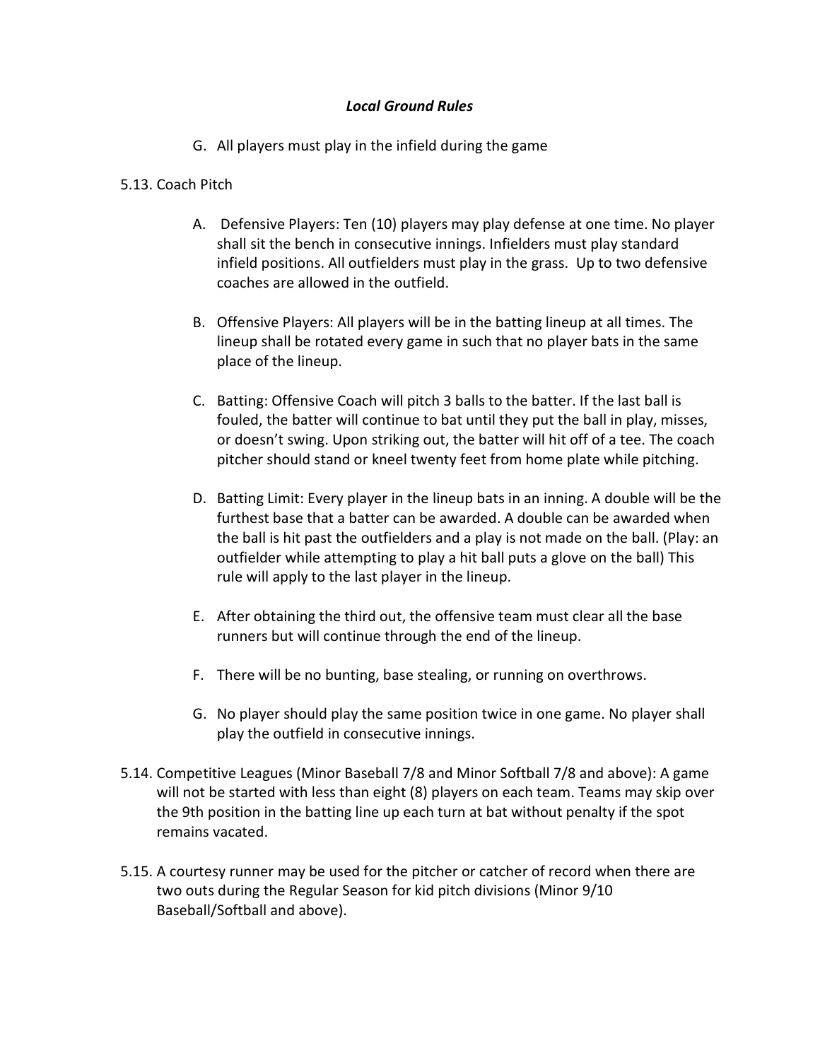*Local Ground Rules*

G. All players must play in the infield during the game

5.13. Coach Pitch

A. Defensive Players: Ten (10) players may play defense at one time. No player shall sit the bench in consecutive innings. Infielders must play standard infield positions. All outfielders must play in the grass. Up to two defensive coaches are allowed in the outfield.

B. Offensive Players: All players will be in the batting lineup at all times. The lineup shall be rotated every game in such that no player bats in the same place of the lineup.

C. Batting: Offensive Coach will pitch 3 balls to the batter. If the last ball is fouled, the batter will continue to bat until they put the ball in play, misses, or doesn't swing. Upon striking out, the batter will hit off of a tee. The coach pitcher should stand or kneel twenty feet from home plate while pitching.

D. Batting Limit: Every player in the lineup bats in an inning. A double will be the furthest base that a batter can be awarded. A double can be awarded when the ball is hit past the outfielders and a play is not made on the ball. (Play: an outfielder while attempting to play a hit ball puts a glove on the ball) This rule will apply to the last player in the lineup.

E. After obtaining the third out, the offensive team must clear all the base runners but will continue through the end of the lineup.

F. There will be no bunting, base stealing, or running on overthrows.

G. No player should play the same position twice in one game. No player shall play the outfield in consecutive innings.

5.14. Competitive Leagues (Minor Baseball 7/8 and Minor Softball 7/8 and above): A game will not be started with less than eight (8) players on each team. Teams may skip over the 9th position in the batting line up each turn at bat without penalty if the spot remains vacated.

5.15. A courtesy runner may be used for the pitcher or catcher of record when there are two outs during the Regular Season for kid pitch divisions (Minor 9/10 Baseball/Softball and above).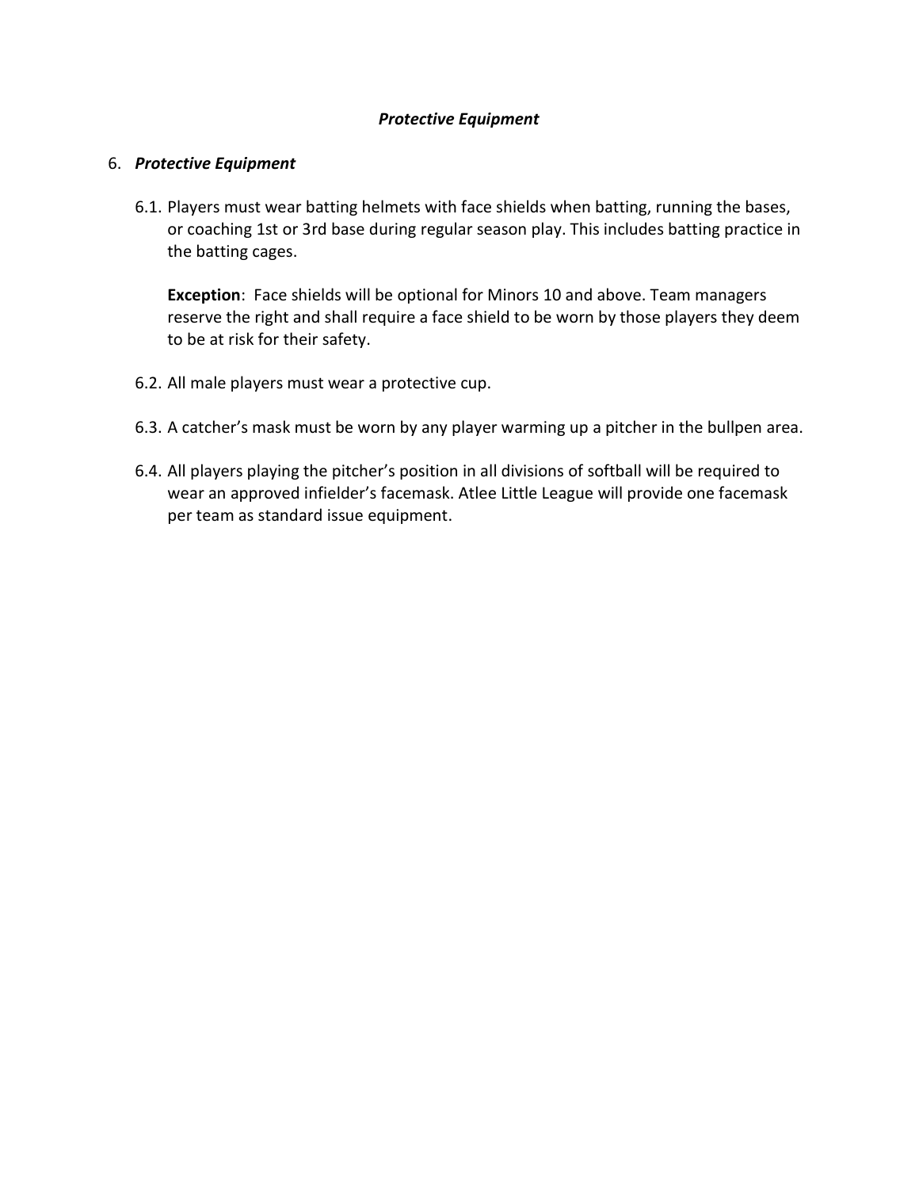# ***Protective Equipment***

6. ***Protective Equipment***

   6.1. Players must wear batting helmets with face shields when batting, running the bases, or coaching 1st or 3rd base during regular season play. This includes batting practice in the batting cages.

   **Exception**: Face shields will be optional for Minors 10 and above. Team managers reserve the right and shall require a face shield to be worn by those players they deem to be at risk for their safety.

   6.2. All male players must wear a protective cup.

   6.3. A catcher's mask must be worn by any player warming up a pitcher in the bullpen area.

   6.4. All players playing the pitcher's position in all divisions of softball will be required to wear an approved infielder's facemask. Atlee Little League will provide one facemask per team as standard issue equipment.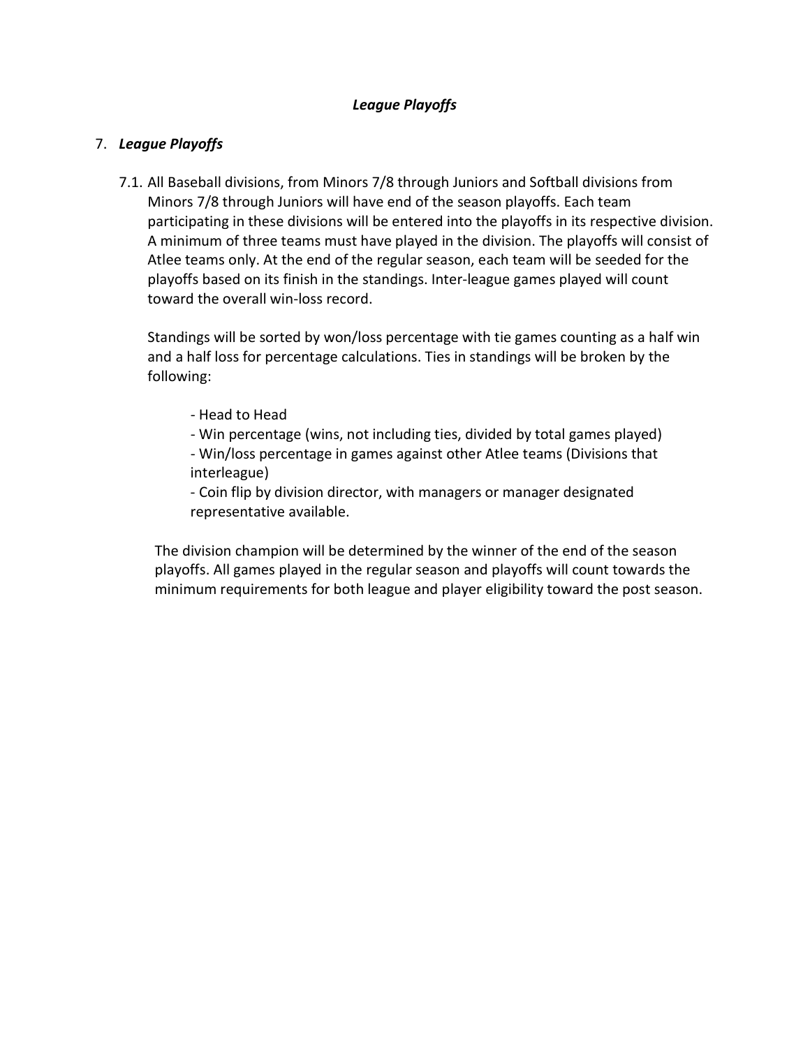## *League Playoffs*

7. ***League Playoffs***

7.1. All Baseball divisions, from Minors 7/8 through Juniors and Softball divisions from Minors 7/8 through Juniors will have end of the season playoffs. Each team participating in these divisions will be entered into the playoffs in its respective division. A minimum of three teams must have played in the division. The playoffs will consist of Atlee teams only. At the end of the regular season, each team will be seeded for the playoffs based on its finish in the standings. Inter-league games played will count toward the overall win-loss record.

Standings will be sorted by won/loss percentage with tie games counting as a half win and a half loss for percentage calculations. Ties in standings will be broken by the following:

- Head to Head
- Win percentage (wins, not including ties, divided by total games played)
- Win/loss percentage in games against other Atlee teams (Divisions that interleague)
- Coin flip by division director, with managers or manager designated representative available.

The division champion will be determined by the winner of the end of the season playoffs. All games played in the regular season and playoffs will count towards the minimum requirements for both league and player eligibility toward the post season.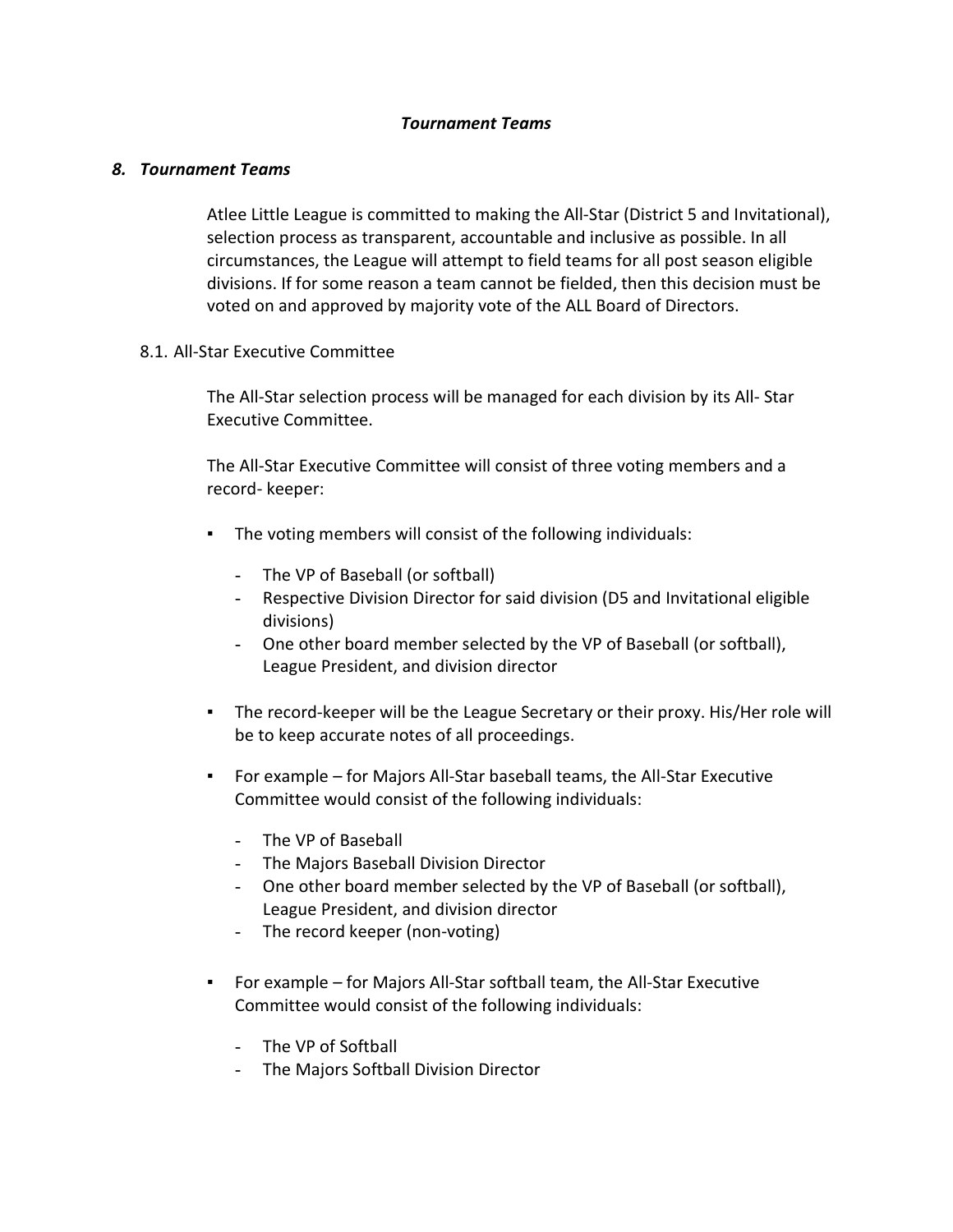*Tournament Teams*

### *8. Tournament Teams*

Atlee Little League is committed to making the All-Star (District 5 and Invitational), selection process as transparent, accountable and inclusive as possible. In all circumstances, the League will attempt to field teams for all post season eligible divisions. If for some reason a team cannot be fielded, then this decision must be voted on and approved by majority vote of the ALL Board of Directors.

#### 8.1. All-Star Executive Committee

The All-Star selection process will be managed for each division by its All- Star Executive Committee.

The All-Star Executive Committee will consist of three voting members and a record- keeper:

- The voting members will consist of the following individuals:
  - The VP of Baseball (or softball)
  - Respective Division Director for said division (D5 and Invitational eligible divisions)
  - One other board member selected by the VP of Baseball (or softball), League President, and division director
- The record-keeper will be the League Secretary or their proxy. His/Her role will be to keep accurate notes of all proceedings.
- For example – for Majors All-Star baseball teams, the All-Star Executive Committee would consist of the following individuals:
  - The VP of Baseball
  - The Majors Baseball Division Director
  - One other board member selected by the VP of Baseball (or softball), League President, and division director
  - The record keeper (non-voting)
- For example – for Majors All-Star softball team, the All-Star Executive Committee would consist of the following individuals:
  - The VP of Softball
  - The Majors Softball Division Director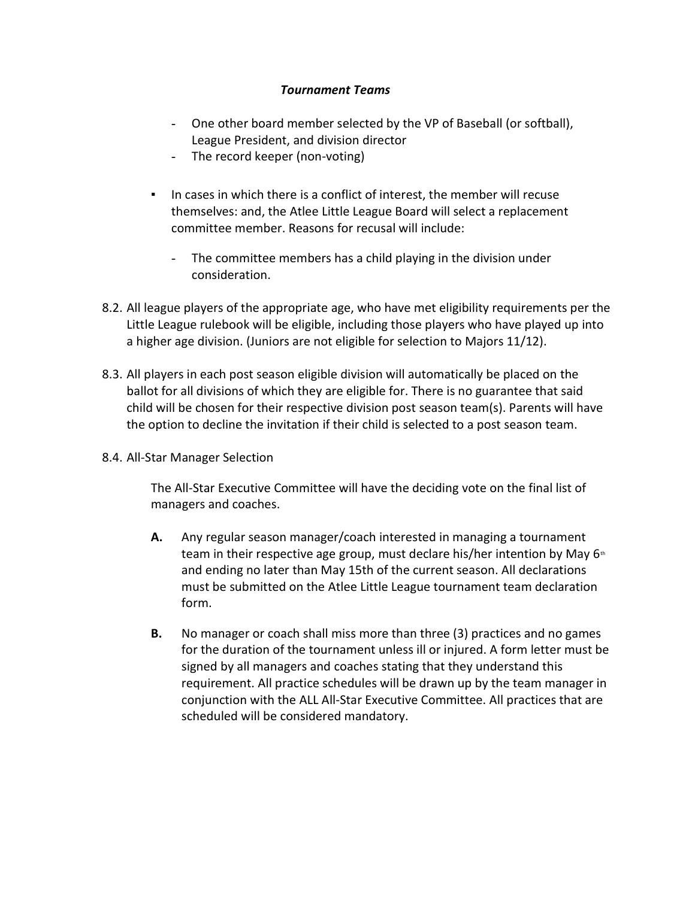***Tournament Teams***

- One other board member selected by the VP of Baseball (or softball), League President, and division director
- The record keeper (non-voting)

▪ In cases in which there is a conflict of interest, the member will recuse themselves: and, the Atlee Little League Board will select a replacement committee member. Reasons for recusal will include:

  - The committee members has a child playing in the division under consideration.

8.2. All league players of the appropriate age, who have met eligibility requirements per the Little League rulebook will be eligible, including those players who have played up into a higher age division. (Juniors are not eligible for selection to Majors 11/12).

8.3. All players in each post season eligible division will automatically be placed on the ballot for all divisions of which they are eligible for. There is no guarantee that said child will be chosen for their respective division post season team(s). Parents will have the option to decline the invitation if their child is selected to a post season team.

8.4. All-Star Manager Selection

The All-Star Executive Committee will have the deciding vote on the final list of managers and coaches.

**A.** Any regular season manager/coach interested in managing a tournament team in their respective age group, must declare his/her intention by May 6th and ending no later than May 15th of the current season. All declarations must be submitted on the Atlee Little League tournament team declaration form.

**B.** No manager or coach shall miss more than three (3) practices and no games for the duration of the tournament unless ill or injured. A form letter must be signed by all managers and coaches stating that they understand this requirement. All practice schedules will be drawn up by the team manager in conjunction with the ALL All-Star Executive Committee. All practices that are scheduled will be considered mandatory.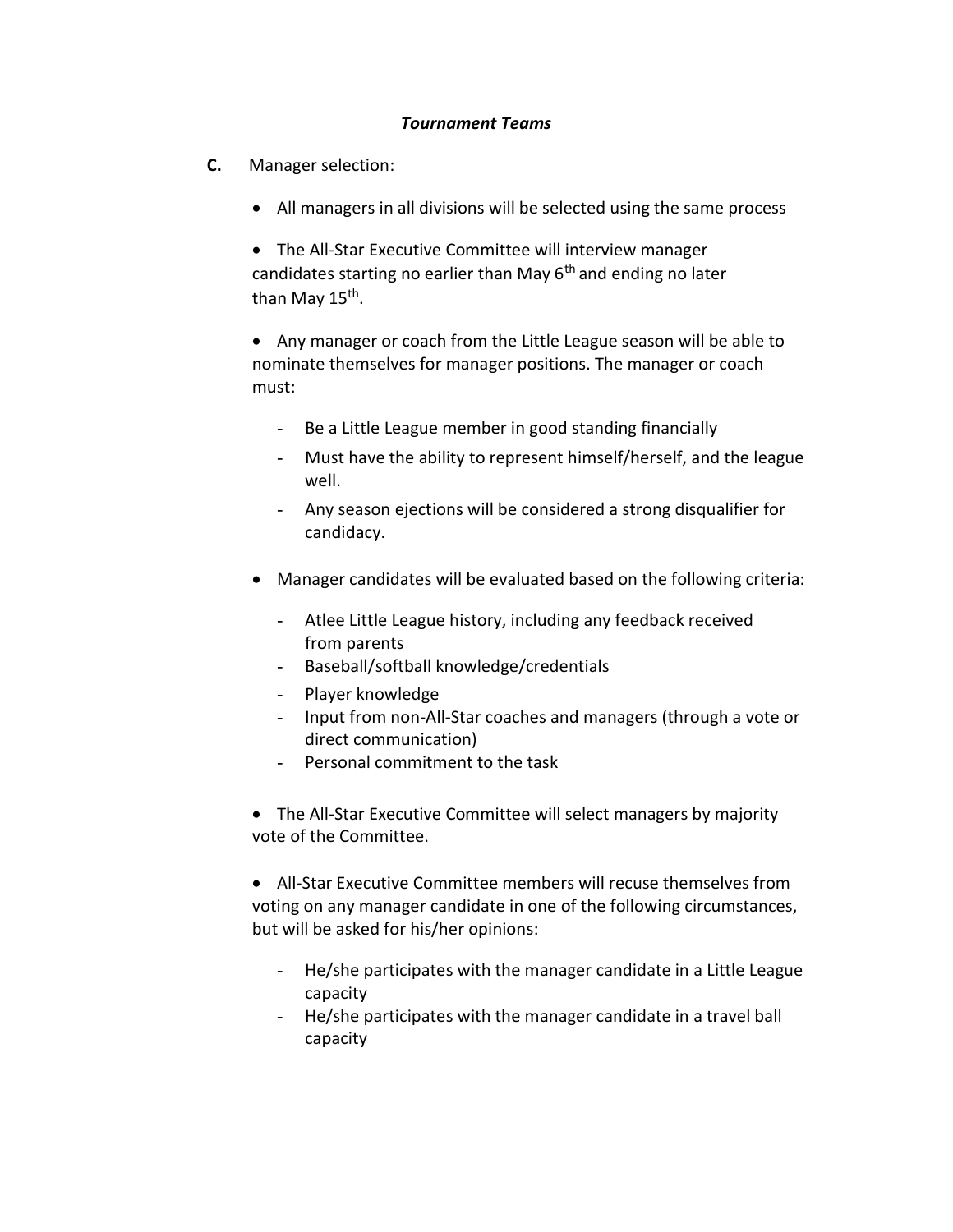***Tournament Teams***

**C.** Manager selection:

- All managers in all divisions will be selected using the same process

- The All-Star Executive Committee will interview manager candidates starting no earlier than May 6th and ending no later than May 15th.

- Any manager or coach from the Little League season will be able to nominate themselves for manager positions. The manager or coach must:

  - Be a Little League member in good standing financially
  - Must have the ability to represent himself/herself, and the league well.
  - Any season ejections will be considered a strong disqualifier for candidacy.

- Manager candidates will be evaluated based on the following criteria:

  - Atlee Little League history, including any feedback received from parents
  - Baseball/softball knowledge/credentials
  - Player knowledge
  - Input from non-All-Star coaches and managers (through a vote or direct communication)
  - Personal commitment to the task

- The All-Star Executive Committee will select managers by majority vote of the Committee.

- All-Star Executive Committee members will recuse themselves from voting on any manager candidate in one of the following circumstances, but will be asked for his/her opinions:

  - He/she participates with the manager candidate in a Little League capacity
  - He/she participates with the manager candidate in a travel ball capacity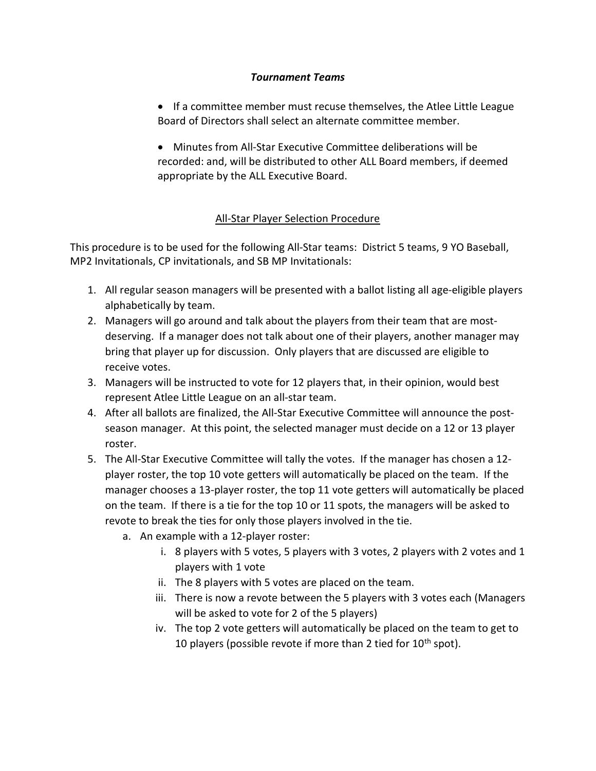***Tournament Teams***

- If a committee member must recuse themselves, the Atlee Little League Board of Directors shall select an alternate committee member.

- Minutes from All-Star Executive Committee deliberations will be recorded: and, will be distributed to other ALL Board members, if deemed appropriate by the ALL Executive Board.

<u>All-Star Player Selection Procedure</u>

This procedure is to be used for the following All-Star teams: District 5 teams, 9 YO Baseball, MP2 Invitationals, CP invitationals, and SB MP Invitationals:

1. All regular season managers will be presented with a ballot listing all age-eligible players alphabetically by team.
2. Managers will go around and talk about the players from their team that are most-deserving. If a manager does not talk about one of their players, another manager may bring that player up for discussion. Only players that are discussed are eligible to receive votes.
3. Managers will be instructed to vote for 12 players that, in their opinion, would best represent Atlee Little League on an all-star team.
4. After all ballots are finalized, the All-Star Executive Committee will announce the post-season manager. At this point, the selected manager must decide on a 12 or 13 player roster.
5. The All-Star Executive Committee will tally the votes. If the manager has chosen a 12-player roster, the top 10 vote getters will automatically be placed on the team. If the manager chooses a 13-player roster, the top 11 vote getters will automatically be placed on the team. If there is a tie for the top 10 or 11 spots, the managers will be asked to revote to break the ties for only those players involved in the tie.
   a. An example with a 12-player roster:
      i. 8 players with 5 votes, 5 players with 3 votes, 2 players with 2 votes and 1 players with 1 vote
      ii. The 8 players with 5 votes are placed on the team.
      iii. There is now a revote between the 5 players with 3 votes each (Managers will be asked to vote for 2 of the 5 players)
      iv. The top 2 vote getters will automatically be placed on the team to get to 10 players (possible revote if more than 2 tied for 10th spot).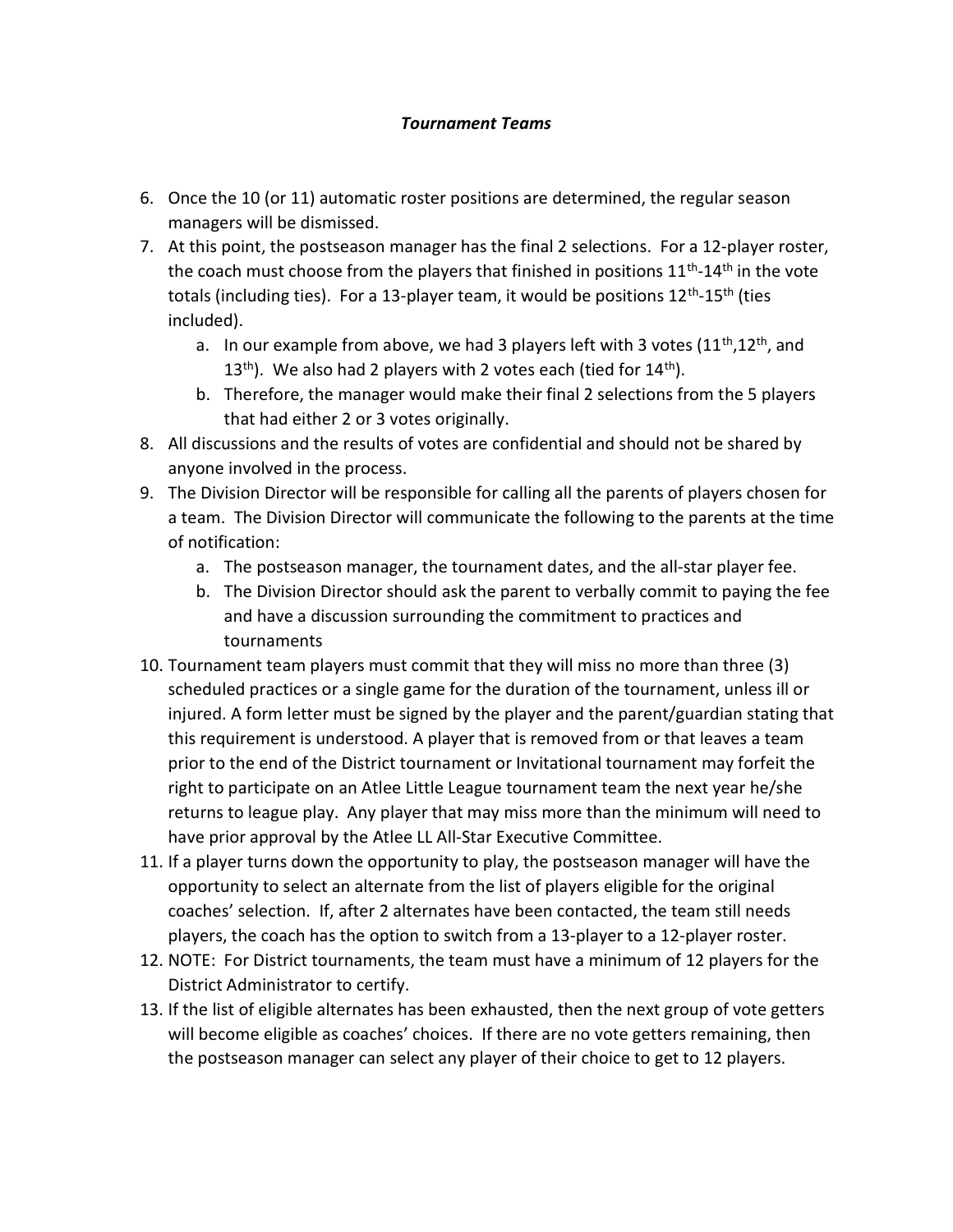### *Tournament Teams*

6. Once the 10 (or 11) automatic roster positions are determined, the regular season managers will be dismissed.
7. At this point, the postseason manager has the final 2 selections. For a 12-player roster, the coach must choose from the players that finished in positions 11th-14th in the vote totals (including ties). For a 13-player team, it would be positions 12th-15th (ties included).
   a. In our example from above, we had 3 players left with 3 votes (11th,12th, and 13th). We also had 2 players with 2 votes each (tied for 14th).
   b. Therefore, the manager would make their final 2 selections from the 5 players that had either 2 or 3 votes originally.
8. All discussions and the results of votes are confidential and should not be shared by anyone involved in the process.
9. The Division Director will be responsible for calling all the parents of players chosen for a team. The Division Director will communicate the following to the parents at the time of notification:
   a. The postseason manager, the tournament dates, and the all-star player fee.
   b. The Division Director should ask the parent to verbally commit to paying the fee and have a discussion surrounding the commitment to practices and tournaments
10. Tournament team players must commit that they will miss no more than three (3) scheduled practices or a single game for the duration of the tournament, unless ill or injured. A form letter must be signed by the player and the parent/guardian stating that this requirement is understood. A player that is removed from or that leaves a team prior to the end of the District tournament or Invitational tournament may forfeit the right to participate on an Atlee Little League tournament team the next year he/she returns to league play. Any player that may miss more than the minimum will need to have prior approval by the Atlee LL All-Star Executive Committee.
11. If a player turns down the opportunity to play, the postseason manager will have the opportunity to select an alternate from the list of players eligible for the original coaches' selection. If, after 2 alternates have been contacted, the team still needs players, the coach has the option to switch from a 13-player to a 12-player roster.
12. NOTE: For District tournaments, the team must have a minimum of 12 players for the District Administrator to certify.
13. If the list of eligible alternates has been exhausted, then the next group of vote getters will become eligible as coaches' choices. If there are no vote getters remaining, then the postseason manager can select any player of their choice to get to 12 players.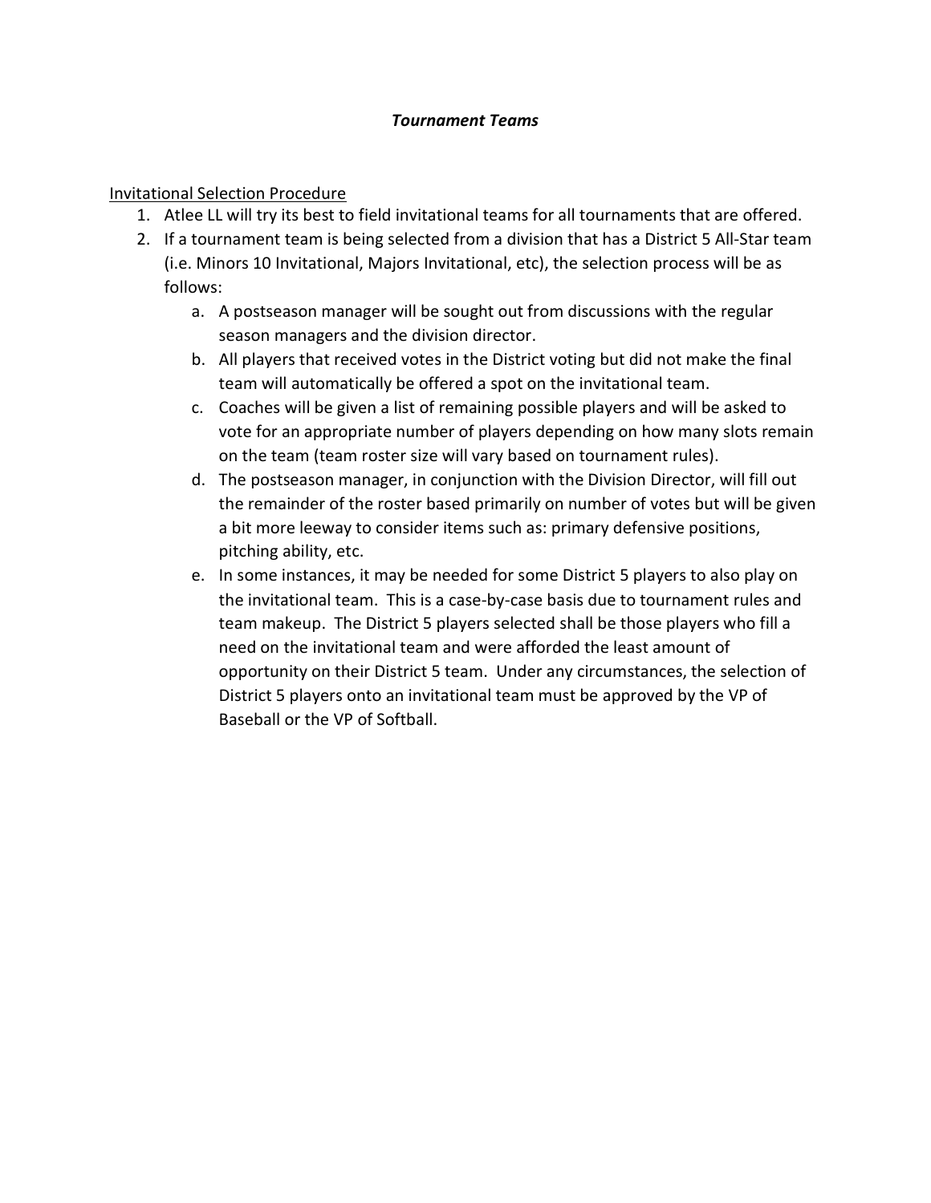***Tournament Teams***

Invitational Selection Procedure

1. Atlee LL will try its best to field invitational teams for all tournaments that are offered.
2. If a tournament team is being selected from a division that has a District 5 All-Star team (i.e. Minors 10 Invitational, Majors Invitational, etc), the selection process will be as follows:
    a. A postseason manager will be sought out from discussions with the regular season managers and the division director.
    b. All players that received votes in the District voting but did not make the final team will automatically be offered a spot on the invitational team.
    c. Coaches will be given a list of remaining possible players and will be asked to vote for an appropriate number of players depending on how many slots remain on the team (team roster size will vary based on tournament rules).
    d. The postseason manager, in conjunction with the Division Director, will fill out the remainder of the roster based primarily on number of votes but will be given a bit more leeway to consider items such as: primary defensive positions, pitching ability, etc.
    e. In some instances, it may be needed for some District 5 players to also play on the invitational team. This is a case-by-case basis due to tournament rules and team makeup. The District 5 players selected shall be those players who fill a need on the invitational team and were afforded the least amount of opportunity on their District 5 team. Under any circumstances, the selection of District 5 players onto an invitational team must be approved by the VP of Baseball or the VP of Softball.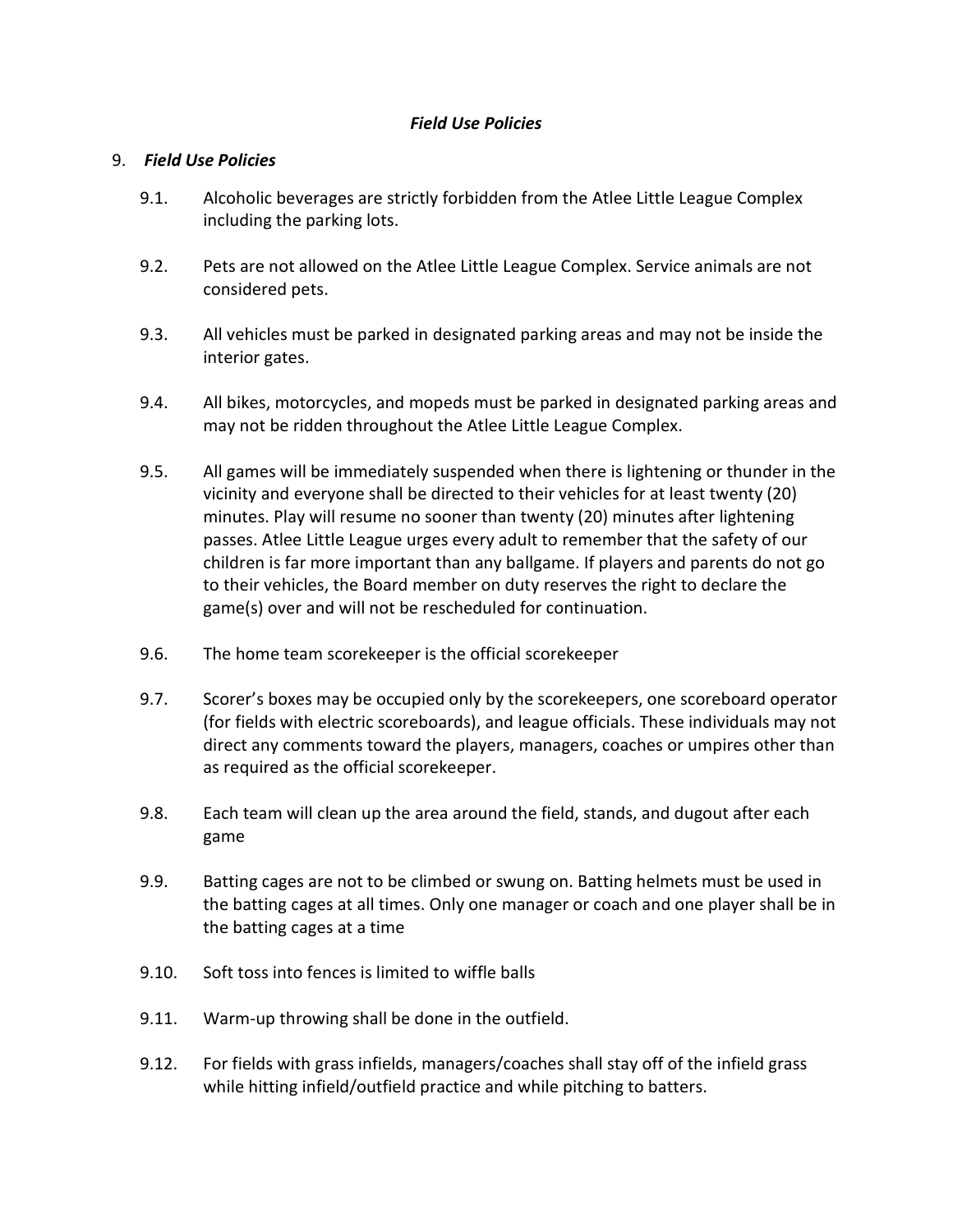***Field Use Policies***

9. ***Field Use Policies***

   9.1. Alcoholic beverages are strictly forbidden from the Atlee Little League Complex including the parking lots.

   9.2. Pets are not allowed on the Atlee Little League Complex. Service animals are not considered pets.

   9.3. All vehicles must be parked in designated parking areas and may not be inside the interior gates.

   9.4. All bikes, motorcycles, and mopeds must be parked in designated parking areas and may not be ridden throughout the Atlee Little League Complex.

   9.5. All games will be immediately suspended when there is lightening or thunder in the vicinity and everyone shall be directed to their vehicles for at least twenty (20) minutes. Play will resume no sooner than twenty (20) minutes after lightening passes. Atlee Little League urges every adult to remember that the safety of our children is far more important than any ballgame. If players and parents do not go to their vehicles, the Board member on duty reserves the right to declare the game(s) over and will not be rescheduled for continuation.

   9.6. The home team scorekeeper is the official scorekeeper

   9.7. Scorer's boxes may be occupied only by the scorekeepers, one scoreboard operator (for fields with electric scoreboards), and league officials. These individuals may not direct any comments toward the players, managers, coaches or umpires other than as required as the official scorekeeper.

   9.8. Each team will clean up the area around the field, stands, and dugout after each game

   9.9. Batting cages are not to be climbed or swung on. Batting helmets must be used in the batting cages at all times. Only one manager or coach and one player shall be in the batting cages at a time

   9.10. Soft toss into fences is limited to wiffle balls

   9.11. Warm-up throwing shall be done in the outfield.

   9.12. For fields with grass infields, managers/coaches shall stay off of the infield grass while hitting infield/outfield practice and while pitching to batters.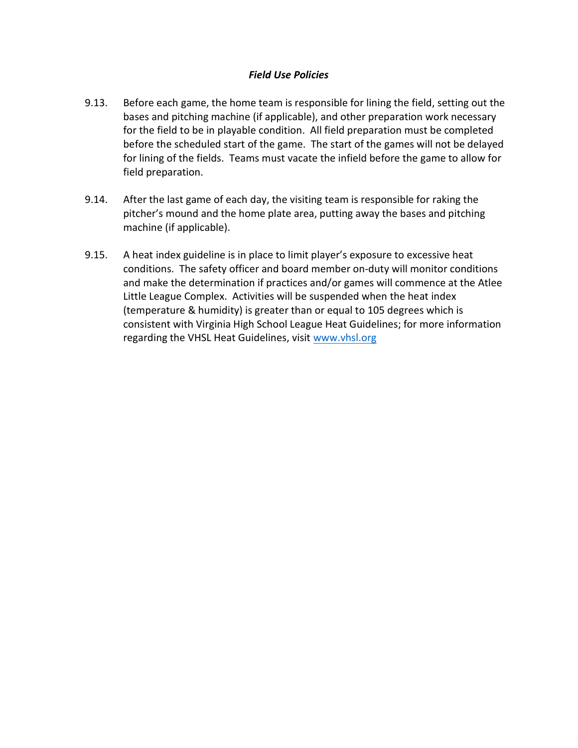### *Field Use Policies*

9.13. Before each game, the home team is responsible for lining the field, setting out the bases and pitching machine (if applicable), and other preparation work necessary for the field to be in playable condition. All field preparation must be completed before the scheduled start of the game. The start of the games will not be delayed for lining of the fields. Teams must vacate the infield before the game to allow for field preparation.

9.14. After the last game of each day, the visiting team is responsible for raking the pitcher's mound and the home plate area, putting away the bases and pitching machine (if applicable).

9.15. A heat index guideline is in place to limit player's exposure to excessive heat conditions. The safety officer and board member on-duty will monitor conditions and make the determination if practices and/or games will commence at the Atlee Little League Complex. Activities will be suspended when the heat index (temperature & humidity) is greater than or equal to 105 degrees which is consistent with Virginia High School League Heat Guidelines; for more information regarding the VHSL Heat Guidelines, visit [www.vhsl.org](http://www.vhsl.org)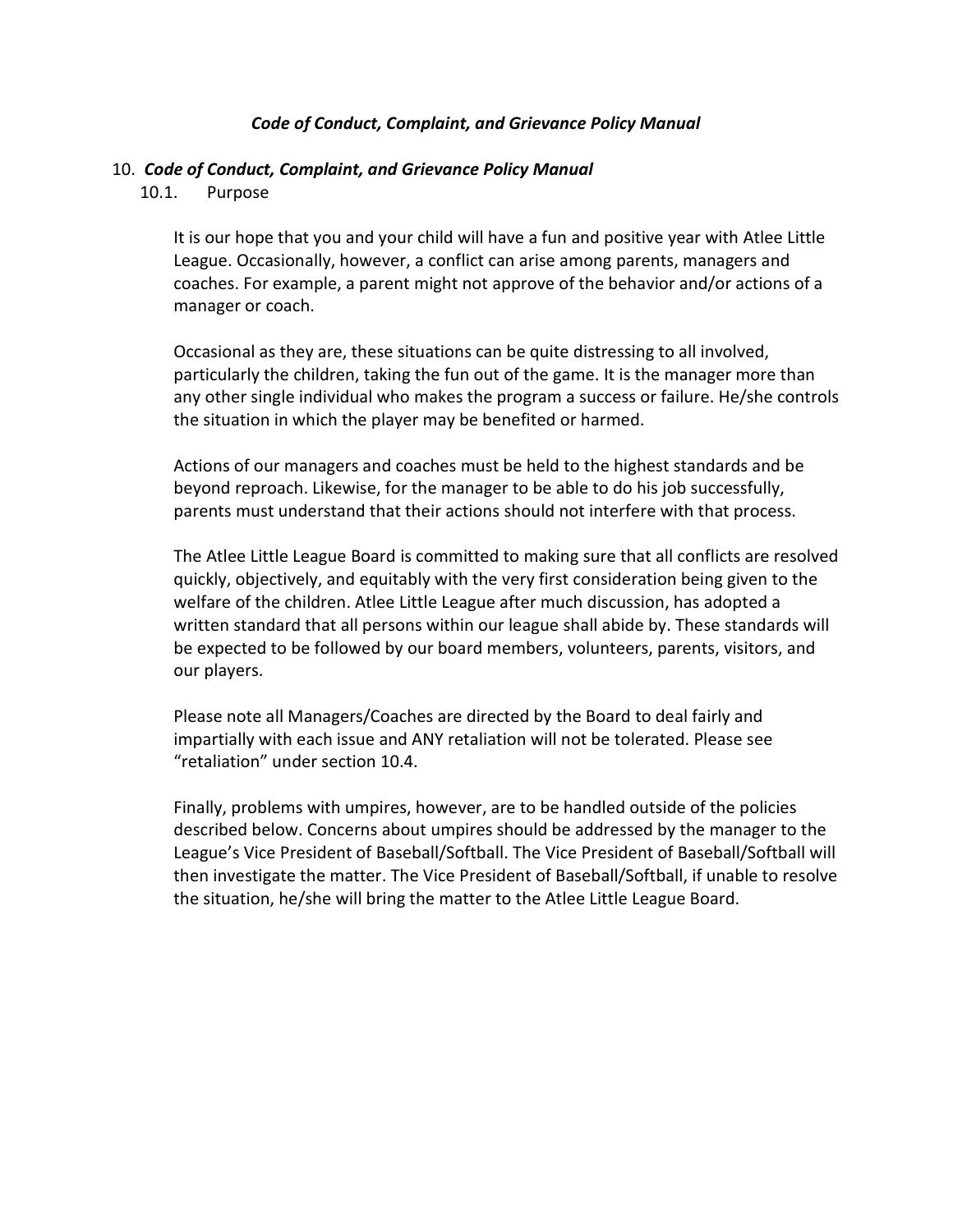# *Code of Conduct, Complaint, and Grievance Policy Manual*

## 10. *Code of Conduct, Complaint, and Grievance Policy Manual*

### 10.1. Purpose

It is our hope that you and your child will have a fun and positive year with Atlee Little League. Occasionally, however, a conflict can arise among parents, managers and coaches. For example, a parent might not approve of the behavior and/or actions of a manager or coach.

Occasional as they are, these situations can be quite distressing to all involved, particularly the children, taking the fun out of the game. It is the manager more than any other single individual who makes the program a success or failure. He/she controls the situation in which the player may be benefited or harmed.

Actions of our managers and coaches must be held to the highest standards and be beyond reproach. Likewise, for the manager to be able to do his job successfully, parents must understand that their actions should not interfere with that process.

The Atlee Little League Board is committed to making sure that all conflicts are resolved quickly, objectively, and equitably with the very first consideration being given to the welfare of the children. Atlee Little League after much discussion, has adopted a written standard that all persons within our league shall abide by. These standards will be expected to be followed by our board members, volunteers, parents, visitors, and our players.

Please note all Managers/Coaches are directed by the Board to deal fairly and impartially with each issue and ANY retaliation will not be tolerated. Please see "retaliation" under section 10.4.

Finally, problems with umpires, however, are to be handled outside of the policies described below. Concerns about umpires should be addressed by the manager to the League's Vice President of Baseball/Softball. The Vice President of Baseball/Softball will then investigate the matter. The Vice President of Baseball/Softball, if unable to resolve the situation, he/she will bring the matter to the Atlee Little League Board.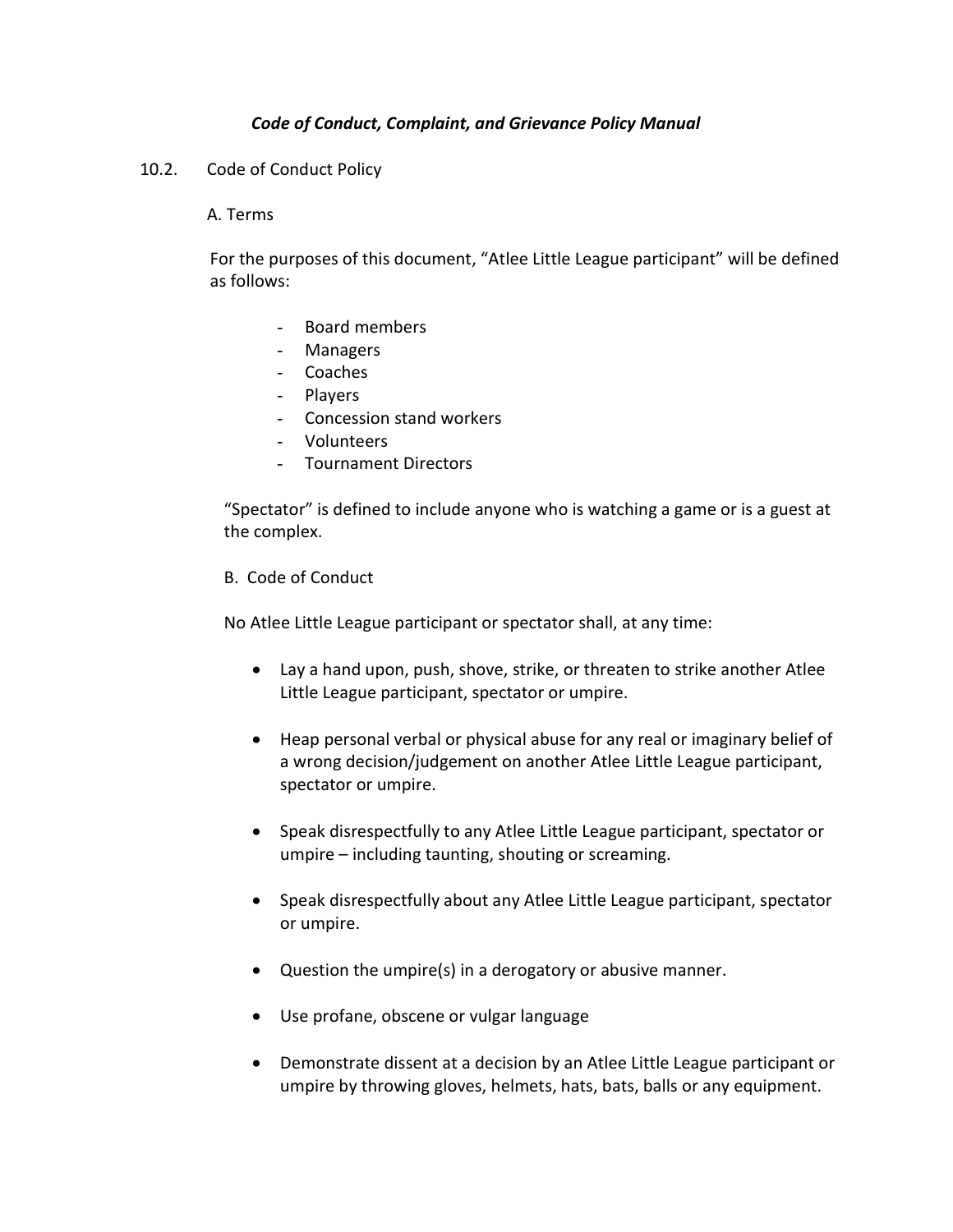***Code of Conduct, Complaint, and Grievance Policy Manual***

10.2. Code of Conduct Policy

A. Terms

For the purposes of this document, "Atlee Little League participant" will be defined as follows:

- Board members
- Managers
- Coaches
- Players
- Concession stand workers
- Volunteers
- Tournament Directors

"Spectator" is defined to include anyone who is watching a game or is a guest at the complex.

B. Code of Conduct

No Atlee Little League participant or spectator shall, at any time:

- Lay a hand upon, push, shove, strike, or threaten to strike another Atlee Little League participant, spectator or umpire.
- Heap personal verbal or physical abuse for any real or imaginary belief of a wrong decision/judgement on another Atlee Little League participant, spectator or umpire.
- Speak disrespectfully to any Atlee Little League participant, spectator or umpire – including taunting, shouting or screaming.
- Speak disrespectfully about any Atlee Little League participant, spectator or umpire.
- Question the umpire(s) in a derogatory or abusive manner.
- Use profane, obscene or vulgar language
- Demonstrate dissent at a decision by an Atlee Little League participant or umpire by throwing gloves, helmets, hats, bats, balls or any equipment.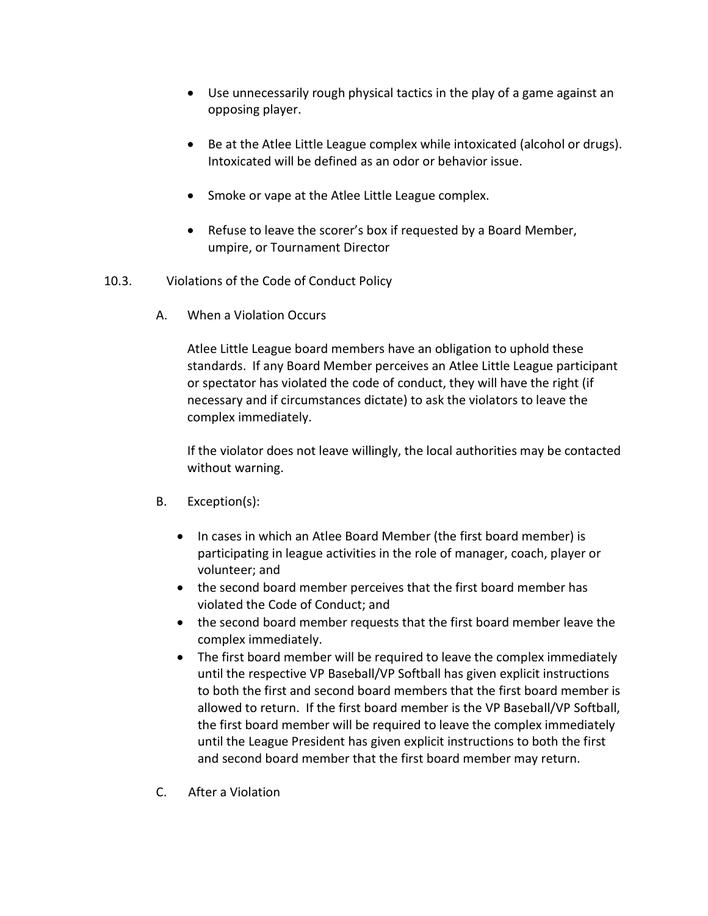- Use unnecessarily rough physical tactics in the play of a game against an opposing player.

- Be at the Atlee Little League complex while intoxicated (alcohol or drugs). Intoxicated will be defined as an odor or behavior issue.

- Smoke or vape at the Atlee Little League complex.

- Refuse to leave the scorer's box if requested by a Board Member, umpire, or Tournament Director

10.3. Violations of the Code of Conduct Policy

A. When a Violation Occurs

Atlee Little League board members have an obligation to uphold these standards. If any Board Member perceives an Atlee Little League participant or spectator has violated the code of conduct, they will have the right (if necessary and if circumstances dictate) to ask the violators to leave the complex immediately.

If the violator does not leave willingly, the local authorities may be contacted without warning.

B. Exception(s):

- In cases in which an Atlee Board Member (the first board member) is participating in league activities in the role of manager, coach, player or volunteer; and
- the second board member perceives that the first board member has violated the Code of Conduct; and
- the second board member requests that the first board member leave the complex immediately.
- The first board member will be required to leave the complex immediately until the respective VP Baseball/VP Softball has given explicit instructions to both the first and second board members that the first board member is allowed to return. If the first board member is the VP Baseball/VP Softball, the first board member will be required to leave the complex immediately until the League President has given explicit instructions to both the first and second board member that the first board member may return.

C. After a Violation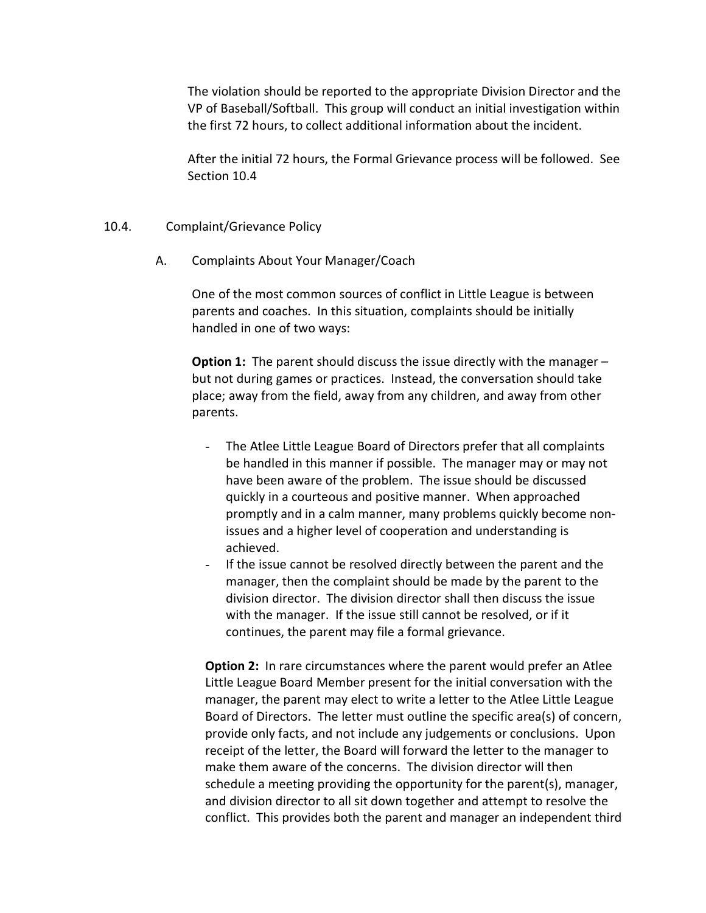The violation should be reported to the appropriate Division Director and the VP of Baseball/Softball. This group will conduct an initial investigation within the first 72 hours, to collect additional information about the incident.

After the initial 72 hours, the Formal Grievance process will be followed. See Section 10.4

## 10.4. Complaint/Grievance Policy

### A. Complaints About Your Manager/Coach

One of the most common sources of conflict in Little League is between parents and coaches. In this situation, complaints should be initially handled in one of two ways:

**Option 1:** The parent should discuss the issue directly with the manager – but not during games or practices. Instead, the conversation should take place; away from the field, away from any children, and away from other parents.

- The Atlee Little League Board of Directors prefer that all complaints be handled in this manner if possible. The manager may or may not have been aware of the problem. The issue should be discussed quickly in a courteous and positive manner. When approached promptly and in a calm manner, many problems quickly become non-issues and a higher level of cooperation and understanding is achieved.
- If the issue cannot be resolved directly between the parent and the manager, then the complaint should be made by the parent to the division director. The division director shall then discuss the issue with the manager. If the issue still cannot be resolved, or if it continues, the parent may file a formal grievance.

**Option 2:** In rare circumstances where the parent would prefer an Atlee Little League Board Member present for the initial conversation with the manager, the parent may elect to write a letter to the Atlee Little League Board of Directors. The letter must outline the specific area(s) of concern, provide only facts, and not include any judgements or conclusions. Upon receipt of the letter, the Board will forward the letter to the manager to make them aware of the concerns. The division director will then schedule a meeting providing the opportunity for the parent(s), manager, and division director to all sit down together and attempt to resolve the conflict. This provides both the parent and manager an independent third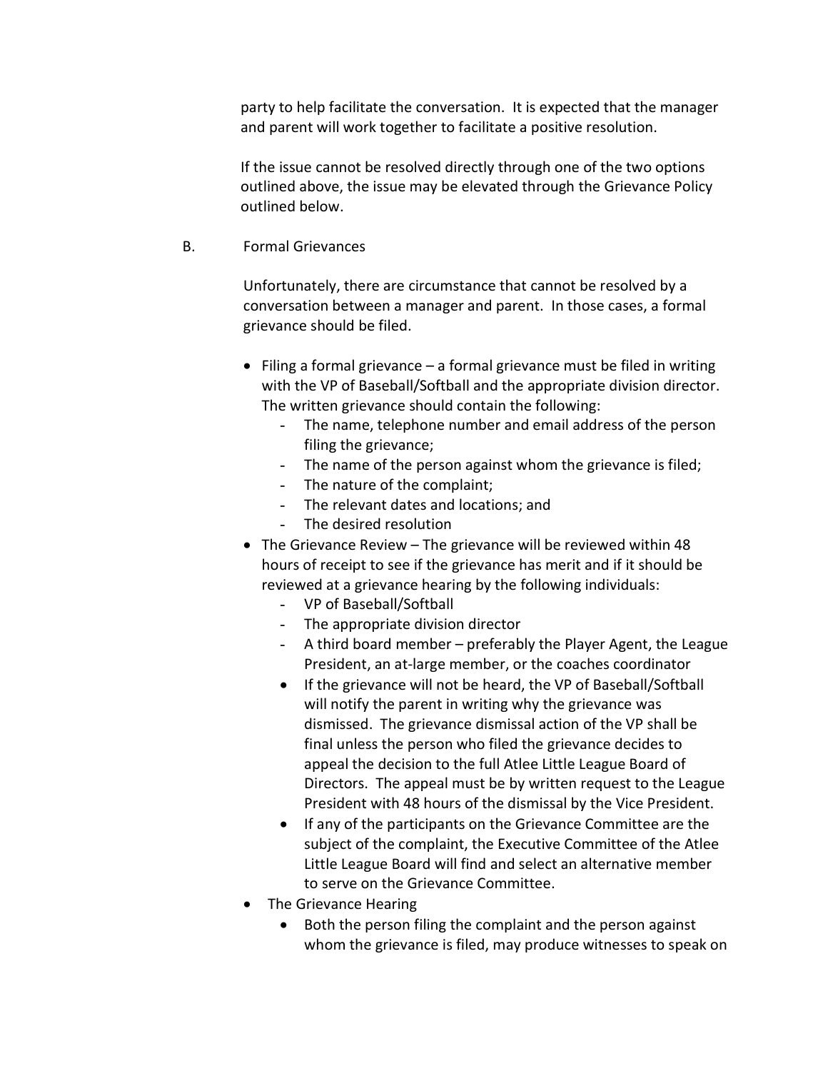party to help facilitate the conversation. It is expected that the manager and parent will work together to facilitate a positive resolution.

If the issue cannot be resolved directly through one of the two options outlined above, the issue may be elevated through the Grievance Policy outlined below.

B. Formal Grievances

Unfortunately, there are circumstance that cannot be resolved by a conversation between a manager and parent. In those cases, a formal grievance should be filed.

- Filing a formal grievance – a formal grievance must be filed in writing with the VP of Baseball/Softball and the appropriate division director. The written grievance should contain the following:
  - The name, telephone number and email address of the person filing the grievance;
  - The name of the person against whom the grievance is filed;
  - The nature of the complaint;
  - The relevant dates and locations; and
  - The desired resolution
- The Grievance Review – The grievance will be reviewed within 48 hours of receipt to see if the grievance has merit and if it should be reviewed at a grievance hearing by the following individuals:
  - VP of Baseball/Softball
  - The appropriate division director
  - A third board member – preferably the Player Agent, the League President, an at-large member, or the coaches coordinator
  - If the grievance will not be heard, the VP of Baseball/Softball will notify the parent in writing why the grievance was dismissed. The grievance dismissal action of the VP shall be final unless the person who filed the grievance decides to appeal the decision to the full Atlee Little League Board of Directors. The appeal must be by written request to the League President with 48 hours of the dismissal by the Vice President.
  - If any of the participants on the Grievance Committee are the subject of the complaint, the Executive Committee of the Atlee Little League Board will find and select an alternative member to serve on the Grievance Committee.
- The Grievance Hearing
  - Both the person filing the complaint and the person against whom the grievance is filed, may produce witnesses to speak on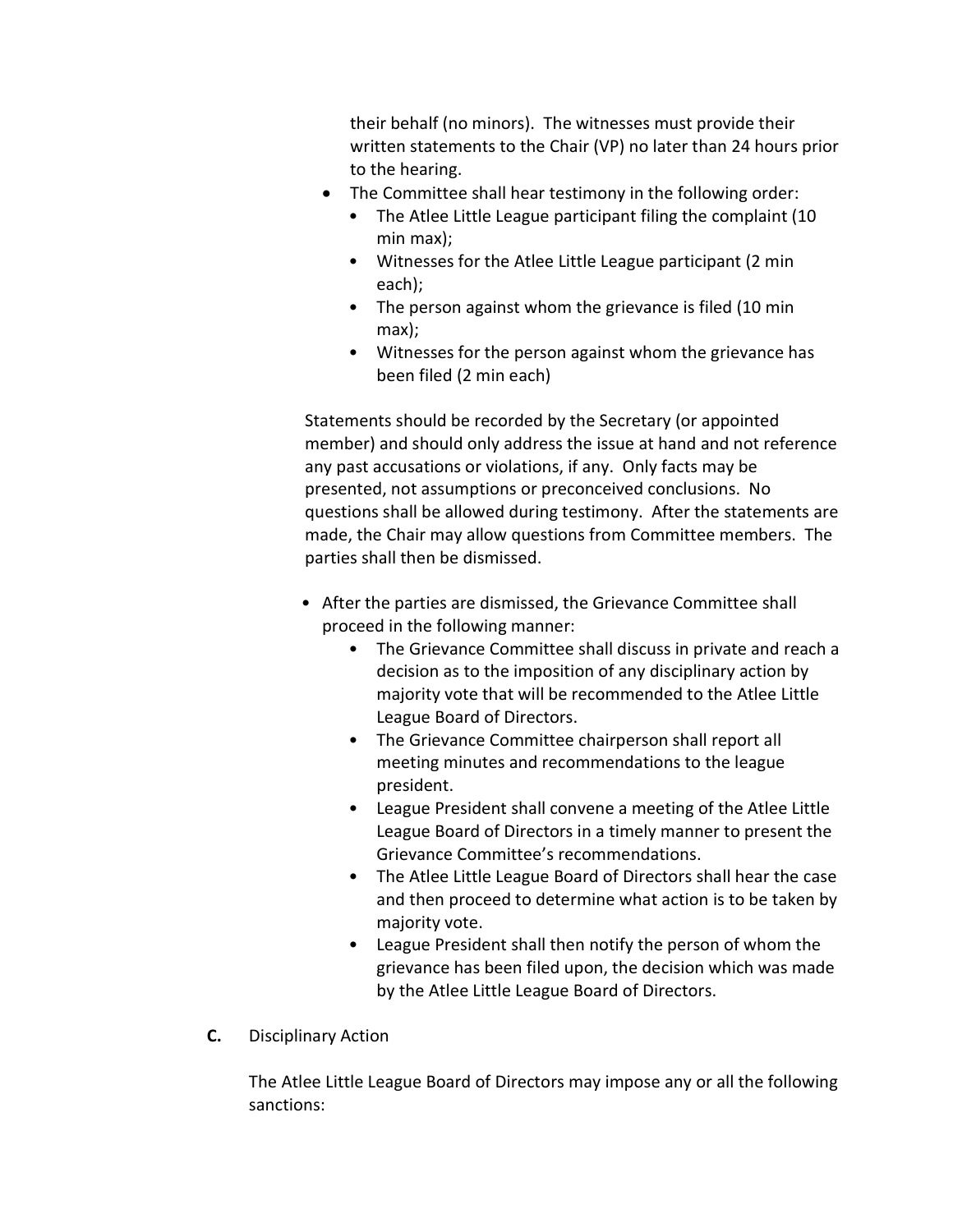their behalf (no minors). The witnesses must provide their written statements to the Chair (VP) no later than 24 hours prior to the hearing.

- The Committee shall hear testimony in the following order:
  - The Atlee Little League participant filing the complaint (10 min max);
  - Witnesses for the Atlee Little League participant (2 min each);
  - The person against whom the grievance is filed (10 min max);
  - Witnesses for the person against whom the grievance has been filed (2 min each)

Statements should be recorded by the Secretary (or appointed member) and should only address the issue at hand and not reference any past accusations or violations, if any. Only facts may be presented, not assumptions or preconceived conclusions. No questions shall be allowed during testimony. After the statements are made, the Chair may allow questions from Committee members. The parties shall then be dismissed.

- After the parties are dismissed, the Grievance Committee shall proceed in the following manner:
  - The Grievance Committee shall discuss in private and reach a decision as to the imposition of any disciplinary action by majority vote that will be recommended to the Atlee Little League Board of Directors.
  - The Grievance Committee chairperson shall report all meeting minutes and recommendations to the league president.
  - League President shall convene a meeting of the Atlee Little League Board of Directors in a timely manner to present the Grievance Committee's recommendations.
  - The Atlee Little League Board of Directors shall hear the case and then proceed to determine what action is to be taken by majority vote.
  - League President shall then notify the person of whom the grievance has been filed upon, the decision which was made by the Atlee Little League Board of Directors.

**C.** Disciplinary Action

The Atlee Little League Board of Directors may impose any or all the following sanctions: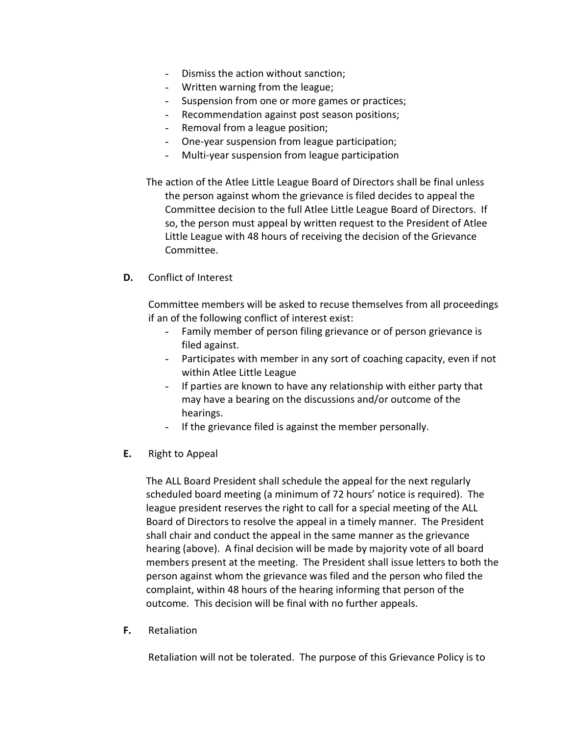- Dismiss the action without sanction;
- Written warning from the league;
- Suspension from one or more games or practices;
- Recommendation against post season positions;
- Removal from a league position;
- One-year suspension from league participation;
- Multi-year suspension from league participation

The action of the Atlee Little League Board of Directors shall be final unless the person against whom the grievance is filed decides to appeal the Committee decision to the full Atlee Little League Board of Directors. If so, the person must appeal by written request to the President of Atlee Little League with 48 hours of receiving the decision of the Grievance Committee.

**D.** Conflict of Interest

Committee members will be asked to recuse themselves from all proceedings if an of the following conflict of interest exist:

- Family member of person filing grievance or of person grievance is filed against.
- Participates with member in any sort of coaching capacity, even if not within Atlee Little League
- If parties are known to have any relationship with either party that may have a bearing on the discussions and/or outcome of the hearings.
- If the grievance filed is against the member personally.

**E.** Right to Appeal

The ALL Board President shall schedule the appeal for the next regularly scheduled board meeting (a minimum of 72 hours' notice is required). The league president reserves the right to call for a special meeting of the ALL Board of Directors to resolve the appeal in a timely manner. The President shall chair and conduct the appeal in the same manner as the grievance hearing (above). A final decision will be made by majority vote of all board members present at the meeting. The President shall issue letters to both the person against whom the grievance was filed and the person who filed the complaint, within 48 hours of the hearing informing that person of the outcome. This decision will be final with no further appeals.

**F.** Retaliation

Retaliation will not be tolerated. The purpose of this Grievance Policy is to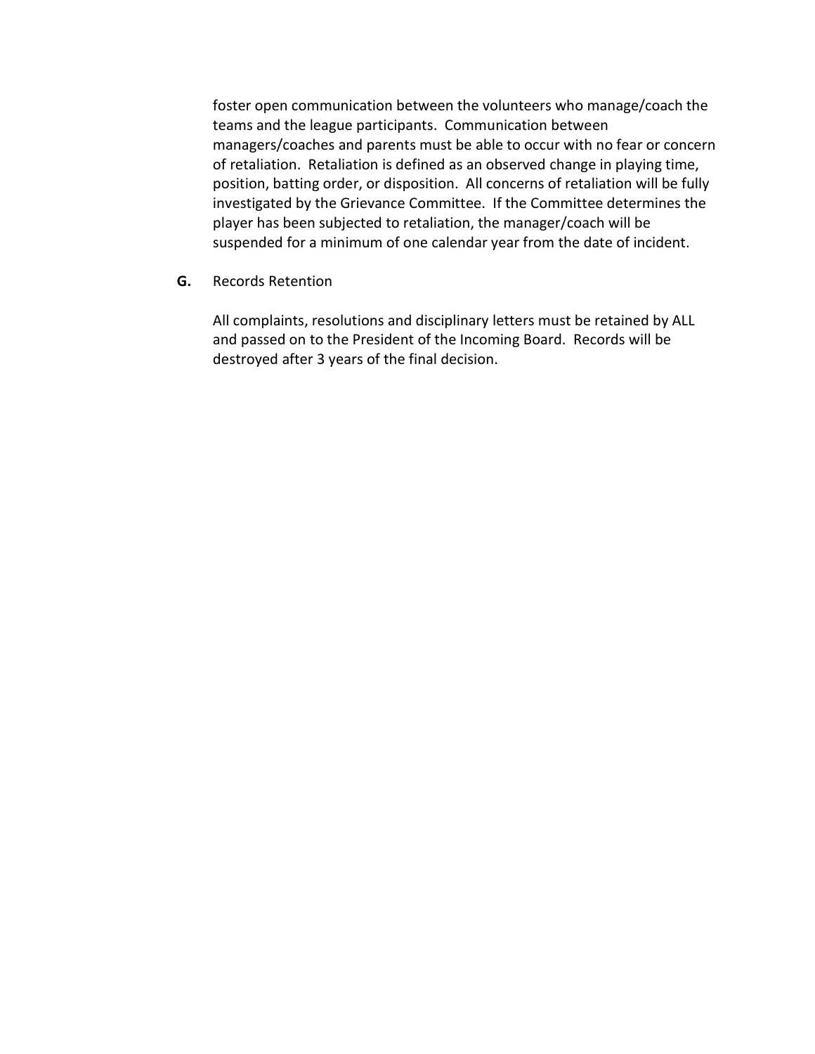foster open communication between the volunteers who manage/coach the teams and the league participants. Communication between managers/coaches and parents must be able to occur with no fear or concern of retaliation. Retaliation is defined as an observed change in playing time, position, batting order, or disposition. All concerns of retaliation will be fully investigated by the Grievance Committee. If the Committee determines the player has been subjected to retaliation, the manager/coach will be suspended for a minimum of one calendar year from the date of incident.

**G.** Records Retention

All complaints, resolutions and disciplinary letters must be retained by ALL and passed on to the President of the Incoming Board. Records will be destroyed after 3 years of the final decision.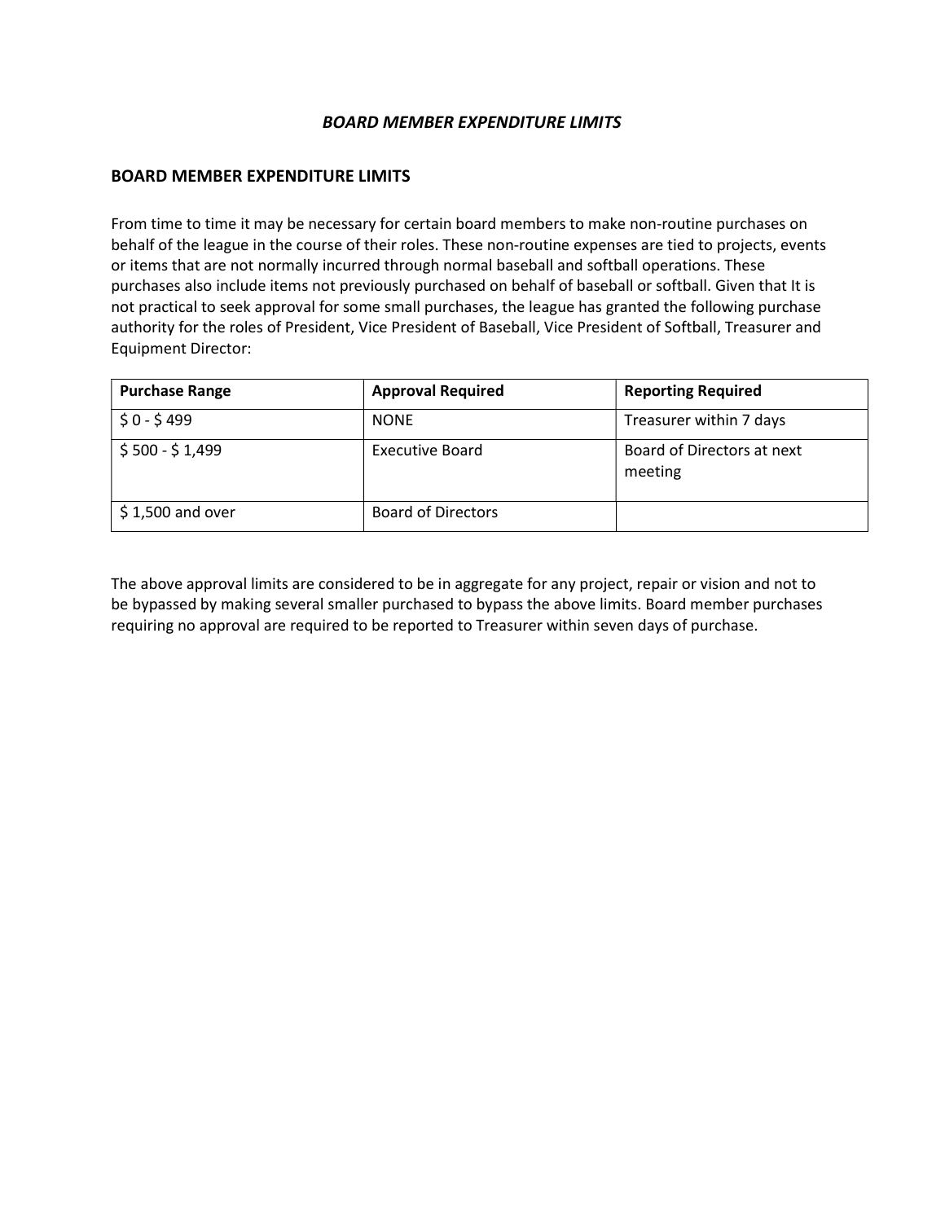### *BOARD MEMBER EXPENDITURE LIMITS*

**BOARD MEMBER EXPENDITURE LIMITS**

From time to time it may be necessary for certain board members to make non-routine purchases on behalf of the league in the course of their roles. These non-routine expenses are tied to projects, events or items that are not normally incurred through normal baseball and softball operations. These purchases also include items not previously purchased on behalf of baseball or softball. Given that It is not practical to seek approval for some small purchases, the league has granted the following purchase authority for the roles of President, Vice President of Baseball, Vice President of Softball, Treasurer and Equipment Director:

| Purchase Range | Approval Required | Reporting Required |
|---|---|---|
| $ 0 - $ 499 | NONE | Treasurer within 7 days |
| $ 500 - $ 1,499 | Executive Board | Board of Directors at next meeting |
| $ 1,500 and over | Board of Directors | |

The above approval limits are considered to be in aggregate for any project, repair or vision and not to be bypassed by making several smaller purchased to bypass the above limits. Board member purchases requiring no approval are required to be reported to Treasurer within seven days of purchase.